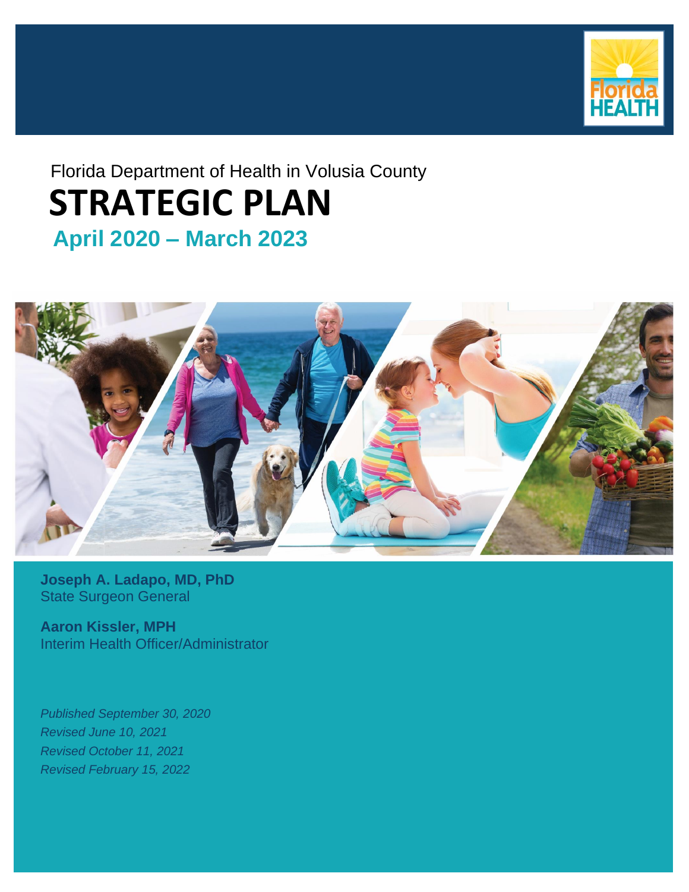Florida Department of Health in Volusia County

# STRATEGIC PLAN

## April 2020 – March 2023

**Joseph A. Ladapo, MD, PhD**
State Surgeon General

**Aaron Kissler, MPH**
Interim Health Officer/Administrator

*Published September 30, 2020*
*Revised June 10, 2021*
*Revised October 11, 2021*
*Revised February 15, 2022*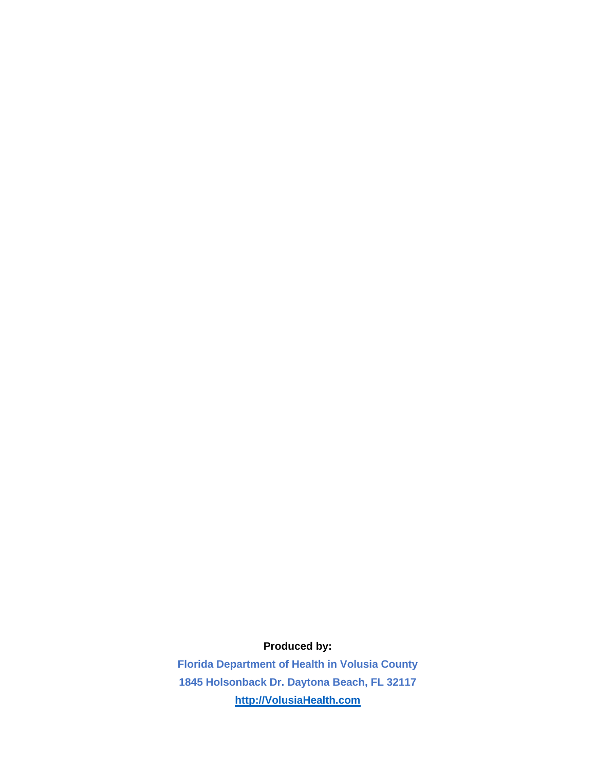**Produced by:**

**Florida Department of Health in Volusia County**

**1845 Holsonback Dr. Daytona Beach, FL 32117**

**[http://VolusiaHealth.com](http://VolusiaHealth.com)**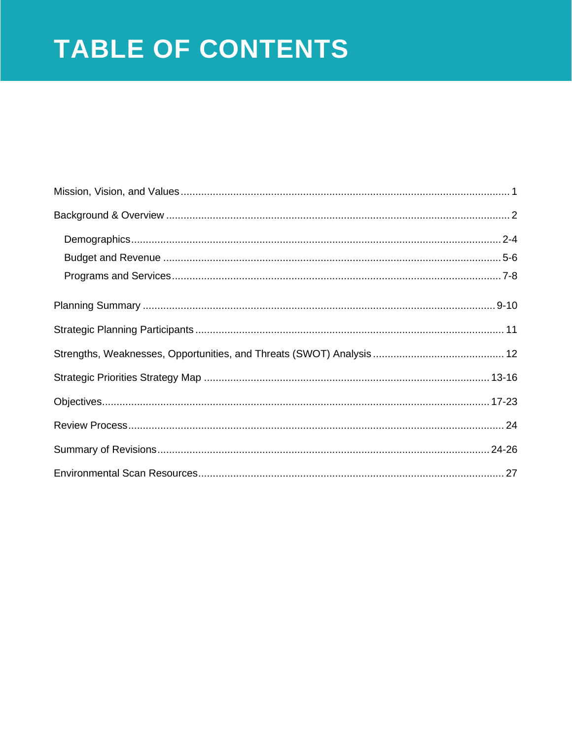# TABLE OF CONTENTS

Mission, Vision, and Values ........................................ 1

Background & Overview ........................................ 2

- Demographics ........................................ 2-4
- Budget and Revenue ........................................ 5-6
- Programs and Services ........................................ 7-8

Planning Summary ........................................ 9-10

Strategic Planning Participants ........................................ 11

Strengths, Weaknesses, Opportunities, and Threats (SWOT) Analysis ........................................ 12

Strategic Priorities Strategy Map ........................................ 13-16

Objectives ........................................ 17-23

Review Process ........................................ 24

Summary of Revisions ........................................ 24-26

Environmental Scan Resources ........................................ 27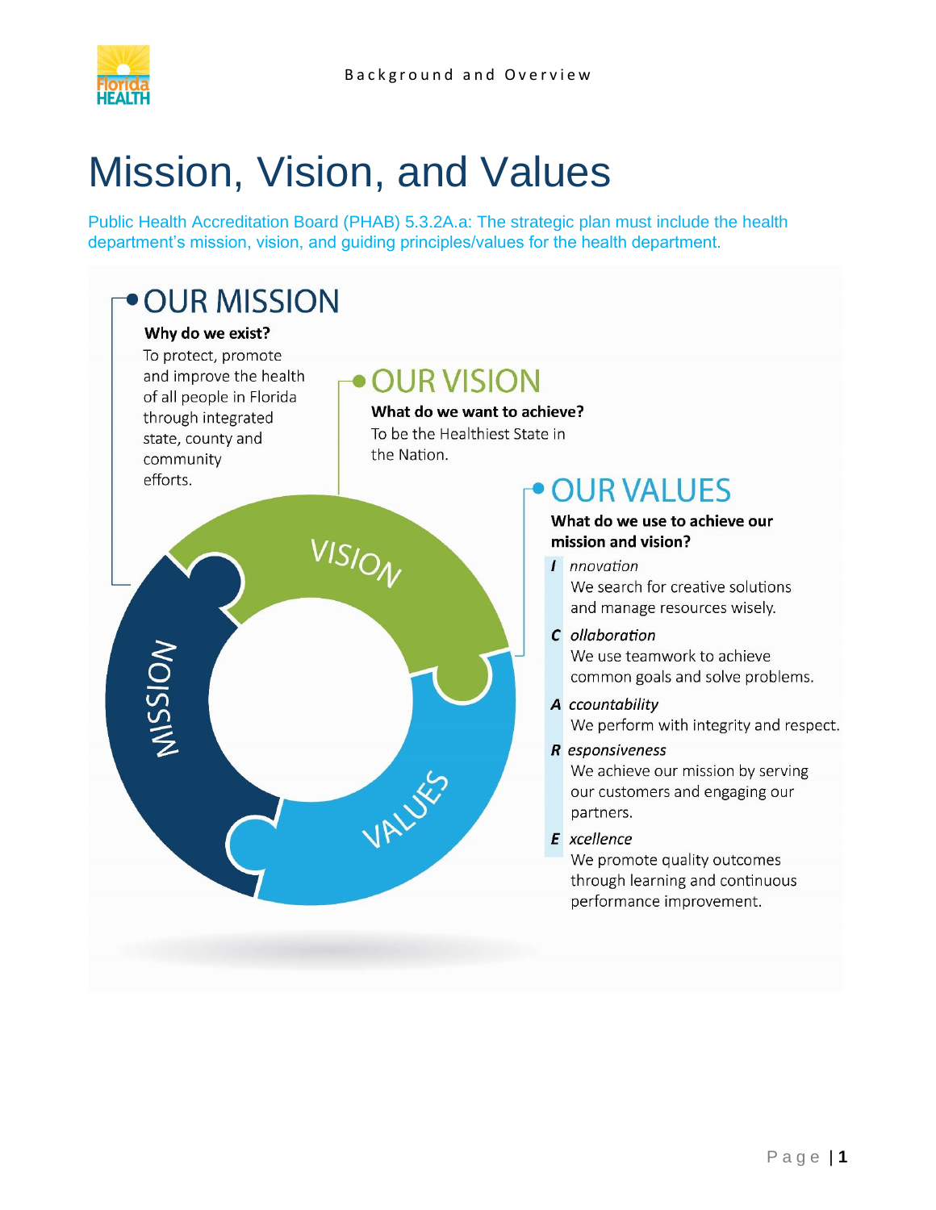# Mission, Vision, and Values

Public Health Accreditation Board (PHAB) 5.3.2A.a: The strategic plan must include the health department's mission, vision, and guiding principles/values for the health department.

## OUR MISSION

**Why do we exist?**

To protect, promote and improve the health of all people in Florida through integrated state, county and community efforts.

## OUR VISION

**What do we want to achieve?**

To be the Healthiest State in the Nation.

## OUR VALUES

**What do we use to achieve our mission and vision?**

***I*** *nnovation*
We search for creative solutions and manage resources wisely.

***C*** *ollaboration*
We use teamwork to achieve common goals and solve problems.

***A*** *ccountability*
We perform with integrity and respect.

***R*** *esponsiveness*
We achieve our mission by serving our customers and engaging our partners.

***E*** *xcellence*
We promote quality outcomes through learning and continuous performance improvement.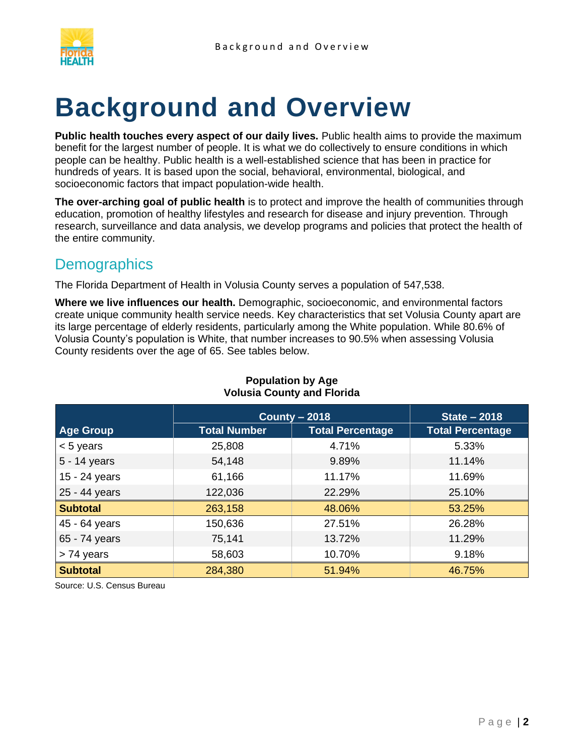# Background and Overview

**Public health touches every aspect of our daily lives.** Public health aims to provide the maximum benefit for the largest number of people. It is what we do collectively to ensure conditions in which people can be healthy. Public health is a well-established science that has been in practice for hundreds of years. It is based upon the social, behavioral, environmental, biological, and socioeconomic factors that impact population-wide health.

**The over-arching goal of public health** is to protect and improve the health of communities through education, promotion of healthy lifestyles and research for disease and injury prevention. Through research, surveillance and data analysis, we develop programs and policies that protect the health of the entire community.

## Demographics

The Florida Department of Health in Volusia County serves a population of 547,538.

**Where we live influences our health.** Demographic, socioeconomic, and environmental factors create unique community health service needs. Key characteristics that set Volusia County apart are its large percentage of elderly residents, particularly among the White population. While 80.6% of Volusia County's population is White, that number increases to 90.5% when assessing Volusia County residents over the age of 65. See tables below.

**Population by Age**
**Volusia County and Florida**

| Age Group | County – 2018 | | State – 2018 |
|---|---|---|---|
| | Total Number | Total Percentage | Total Percentage |
| < 5 years | 25,808 | 4.71% | 5.33% |
| 5 - 14 years | 54,148 | 9.89% | 11.14% |
| 15 - 24 years | 61,166 | 11.17% | 11.69% |
| 25 - 44 years | 122,036 | 22.29% | 25.10% |
| **Subtotal** | 263,158 | 48.06% | 53.25% |
| 45 - 64 years | 150,636 | 27.51% | 26.28% |
| 65 - 74 years | 75,141 | 13.72% | 11.29% |
| > 74 years | 58,603 | 10.70% | 9.18% |
| **Subtotal** | 284,380 | 51.94% | 46.75% |

Source: U.S. Census Bureau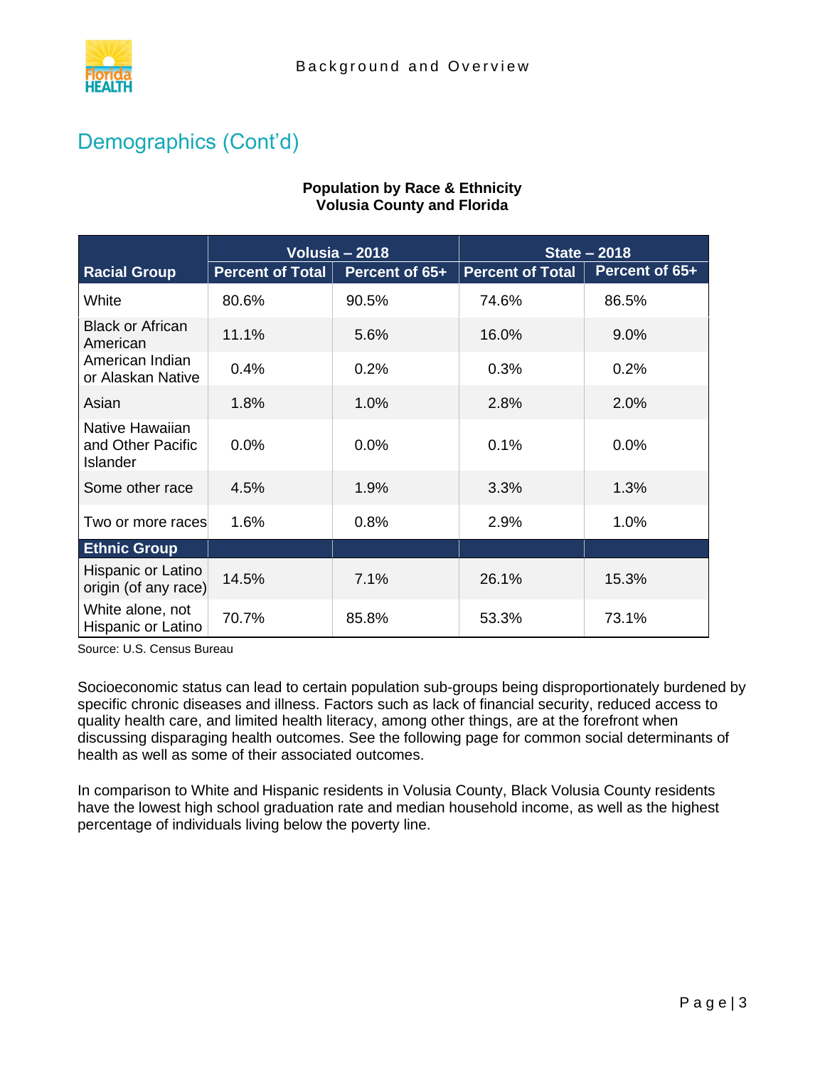## Demographics (Cont'd)

**Population by Race & Ethnicity**
**Volusia County and Florida**

| Racial Group | Volusia – 2018 | | State – 2018 | |
|---|---|---|---|---|
| | Percent of Total | Percent of 65+ | Percent of Total | Percent of 65+ |
| White | 80.6% | 90.5% | 74.6% | 86.5% |
| Black or African American | 11.1% | 5.6% | 16.0% | 9.0% |
| American Indian or Alaskan Native | 0.4% | 0.2% | 0.3% | 0.2% |
| Asian | 1.8% | 1.0% | 2.8% | 2.0% |
| Native Hawaiian and Other Pacific Islander | 0.0% | 0.0% | 0.1% | 0.0% |
| Some other race | 4.5% | 1.9% | 3.3% | 1.3% |
| Two or more races | 1.6% | 0.8% | 2.9% | 1.0% |
| **Ethnic Group** | | | | |
| Hispanic or Latino origin (of any race) | 14.5% | 7.1% | 26.1% | 15.3% |
| White alone, not Hispanic or Latino | 70.7% | 85.8% | 53.3% | 73.1% |

Source: U.S. Census Bureau

Socioeconomic status can lead to certain population sub-groups being disproportionately burdened by specific chronic diseases and illness. Factors such as lack of financial security, reduced access to quality health care, and limited health literacy, among other things, are at the forefront when discussing disparaging health outcomes. See the following page for common social determinants of health as well as some of their associated outcomes.

In comparison to White and Hispanic residents in Volusia County, Black Volusia County residents have the lowest high school graduation rate and median household income, as well as the highest percentage of individuals living below the poverty line.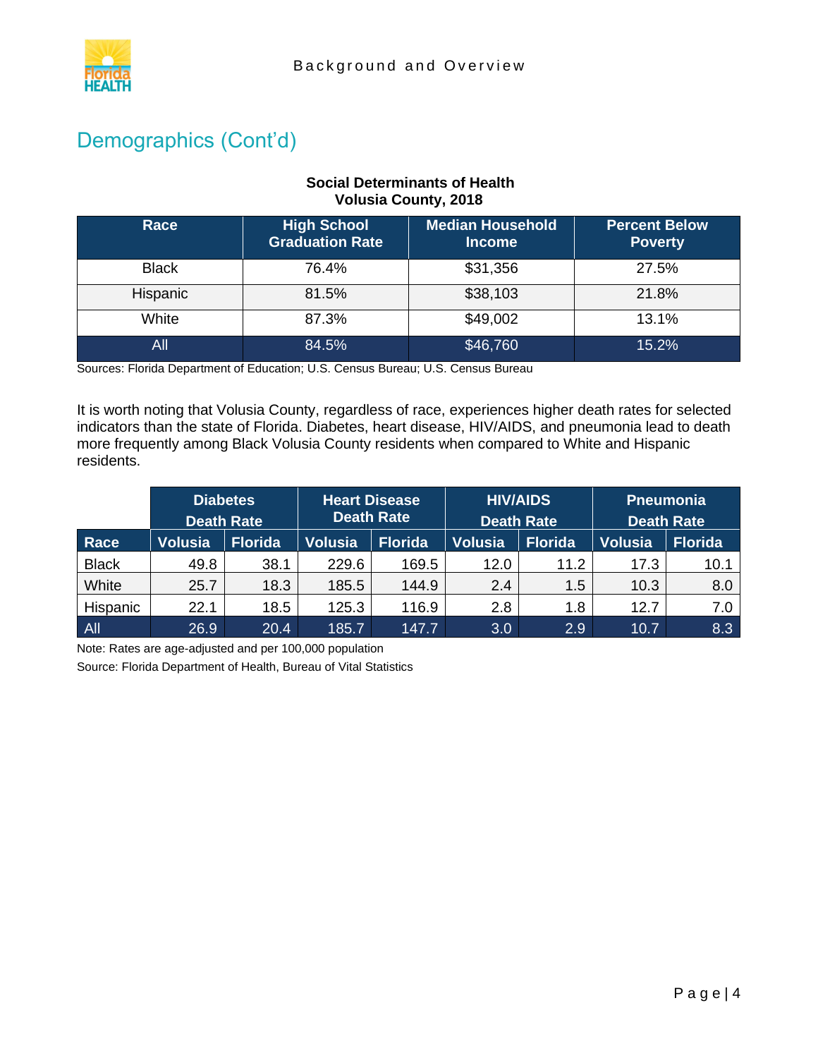## Demographics (Cont'd)

**Social Determinants of Health**
**Volusia County, 2018**

| Race | High School Graduation Rate | Median Household Income | Percent Below Poverty |
|---|---|---|---|
| Black | 76.4% | $31,356 | 27.5% |
| Hispanic | 81.5% | $38,103 | 21.8% |
| White | 87.3% | $49,002 | 13.1% |
| All | 84.5% | $46,760 | 15.2% |

Sources: Florida Department of Education; U.S. Census Bureau; U.S. Census Bureau

It is worth noting that Volusia County, regardless of race, experiences higher death rates for selected indicators than the state of Florida. Diabetes, heart disease, HIV/AIDS, and pneumonia lead to death more frequently among Black Volusia County residents when compared to White and Hispanic residents.

| | Diabetes Death Rate | | Heart Disease Death Rate | | HIV/AIDS Death Rate | | Pneumonia Death Rate | |
|---|---|---|---|---|---|---|---|---|
| Race | Volusia | Florida | Volusia | Florida | Volusia | Florida | Volusia | Florida |
| Black | 49.8 | 38.1 | 229.6 | 169.5 | 12.0 | 11.2 | 17.3 | 10.1 |
| White | 25.7 | 18.3 | 185.5 | 144.9 | 2.4 | 1.5 | 10.3 | 8.0 |
| Hispanic | 22.1 | 18.5 | 125.3 | 116.9 | 2.8 | 1.8 | 12.7 | 7.0 |
| All | 26.9 | 20.4 | 185.7 | 147.7 | 3.0 | 2.9 | 10.7 | 8.3 |

Note: Rates are age-adjusted and per 100,000 population

Source: Florida Department of Health, Bureau of Vital Statistics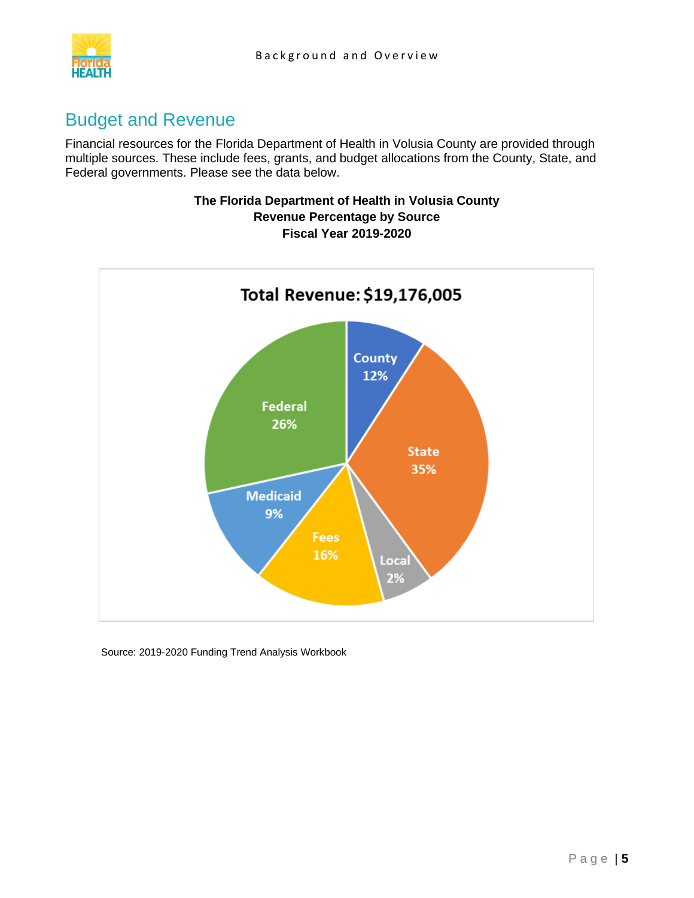## Budget and Revenue

Financial resources for the Florida Department of Health in Volusia County are provided through multiple sources. These include fees, grants, and budget allocations from the County, State, and Federal governments. Please see the data below.

**The Florida Department of Health in Volusia County**
**Revenue Percentage by Source**
**Fiscal Year 2019-2020**

**Total Revenue: $19,176,005**

| Source | Percentage |
| --- | --- |
| County | 12% |
| State | 35% |
| Local | 2% |
| Fees | 16% |
| Medicaid | 9% |
| Federal | 26% |

Source: 2019-2020 Funding Trend Analysis Workbook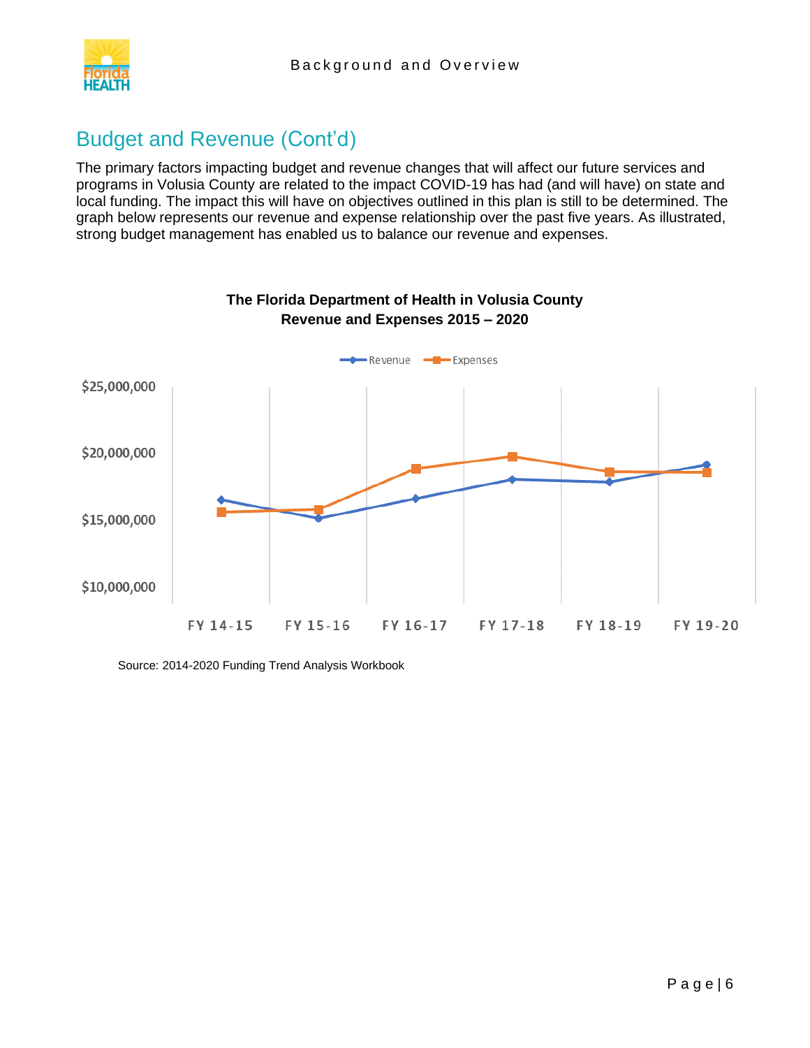## Budget and Revenue (Cont'd)

The primary factors impacting budget and revenue changes that will affect our future services and programs in Volusia County are related to the impact COVID-19 has had (and will have) on state and local funding. The impact this will have on objectives outlined in this plan is still to be determined. The graph below represents our revenue and expense relationship over the past five years. As illustrated, strong budget management has enabled us to balance our revenue and expenses.

**The Florida Department of Health in Volusia County**
**Revenue and Expenses 2015 – 2020**

Revenue / Expenses

$25,000,000
$20,000,000
$15,000,000
$10,000,000

FY 14-15 | FY 15-16 | FY 16-17 | FY 17-18 | FY 18-19 | FY 19-20

Source: 2014-2020 Funding Trend Analysis Workbook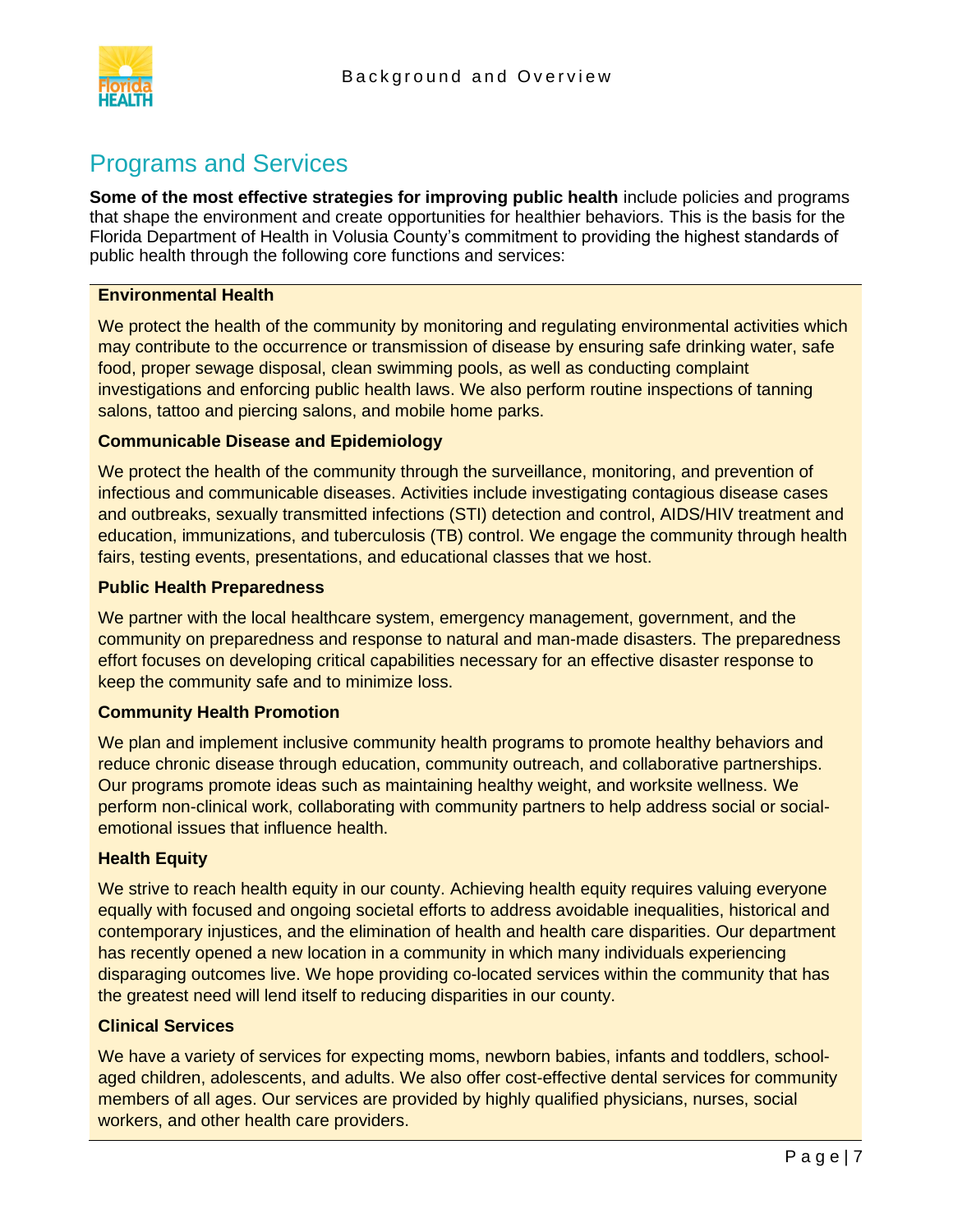## Programs and Services

**Some of the most effective strategies for improving public health** include policies and programs that shape the environment and create opportunities for healthier behaviors. This is the basis for the Florida Department of Health in Volusia County's commitment to providing the highest standards of public health through the following core functions and services:

**Environmental Health**

We protect the health of the community by monitoring and regulating environmental activities which may contribute to the occurrence or transmission of disease by ensuring safe drinking water, safe food, proper sewage disposal, clean swimming pools, as well as conducting complaint investigations and enforcing public health laws. We also perform routine inspections of tanning salons, tattoo and piercing salons, and mobile home parks.

**Communicable Disease and Epidemiology**

We protect the health of the community through the surveillance, monitoring, and prevention of infectious and communicable diseases. Activities include investigating contagious disease cases and outbreaks, sexually transmitted infections (STI) detection and control, AIDS/HIV treatment and education, immunizations, and tuberculosis (TB) control. We engage the community through health fairs, testing events, presentations, and educational classes that we host.

**Public Health Preparedness**

We partner with the local healthcare system, emergency management, government, and the community on preparedness and response to natural and man-made disasters. The preparedness effort focuses on developing critical capabilities necessary for an effective disaster response to keep the community safe and to minimize loss.

**Community Health Promotion**

We plan and implement inclusive community health programs to promote healthy behaviors and reduce chronic disease through education, community outreach, and collaborative partnerships. Our programs promote ideas such as maintaining healthy weight, and worksite wellness. We perform non-clinical work, collaborating with community partners to help address social or social-emotional issues that influence health.

**Health Equity**

We strive to reach health equity in our county. Achieving health equity requires valuing everyone equally with focused and ongoing societal efforts to address avoidable inequalities, historical and contemporary injustices, and the elimination of health and health care disparities. Our department has recently opened a new location in a community in which many individuals experiencing disparaging outcomes live. We hope providing co-located services within the community that has the greatest need will lend itself to reducing disparities in our county.

**Clinical Services**

We have a variety of services for expecting moms, newborn babies, infants and toddlers, school-aged children, adolescents, and adults. We also offer cost-effective dental services for community members of all ages. Our services are provided by highly qualified physicians, nurses, social workers, and other health care providers.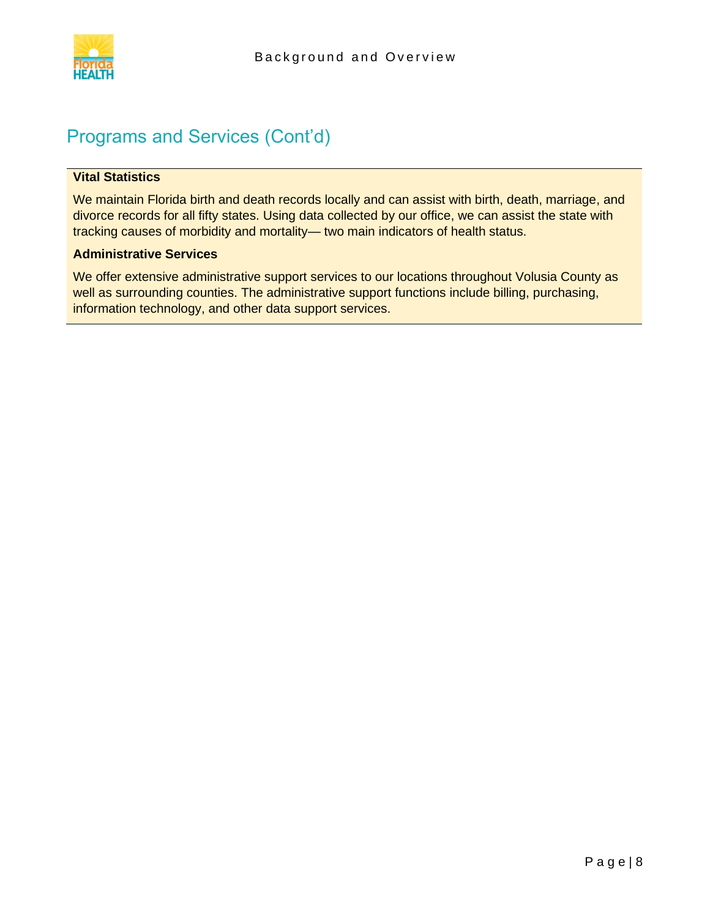## Programs and Services (Cont'd)

**Vital Statistics**

We maintain Florida birth and death records locally and can assist with birth, death, marriage, and divorce records for all fifty states. Using data collected by our office, we can assist the state with tracking causes of morbidity and mortality— two main indicators of health status.

**Administrative Services**

We offer extensive administrative support services to our locations throughout Volusia County as well as surrounding counties. The administrative support functions include billing, purchasing, information technology, and other data support services.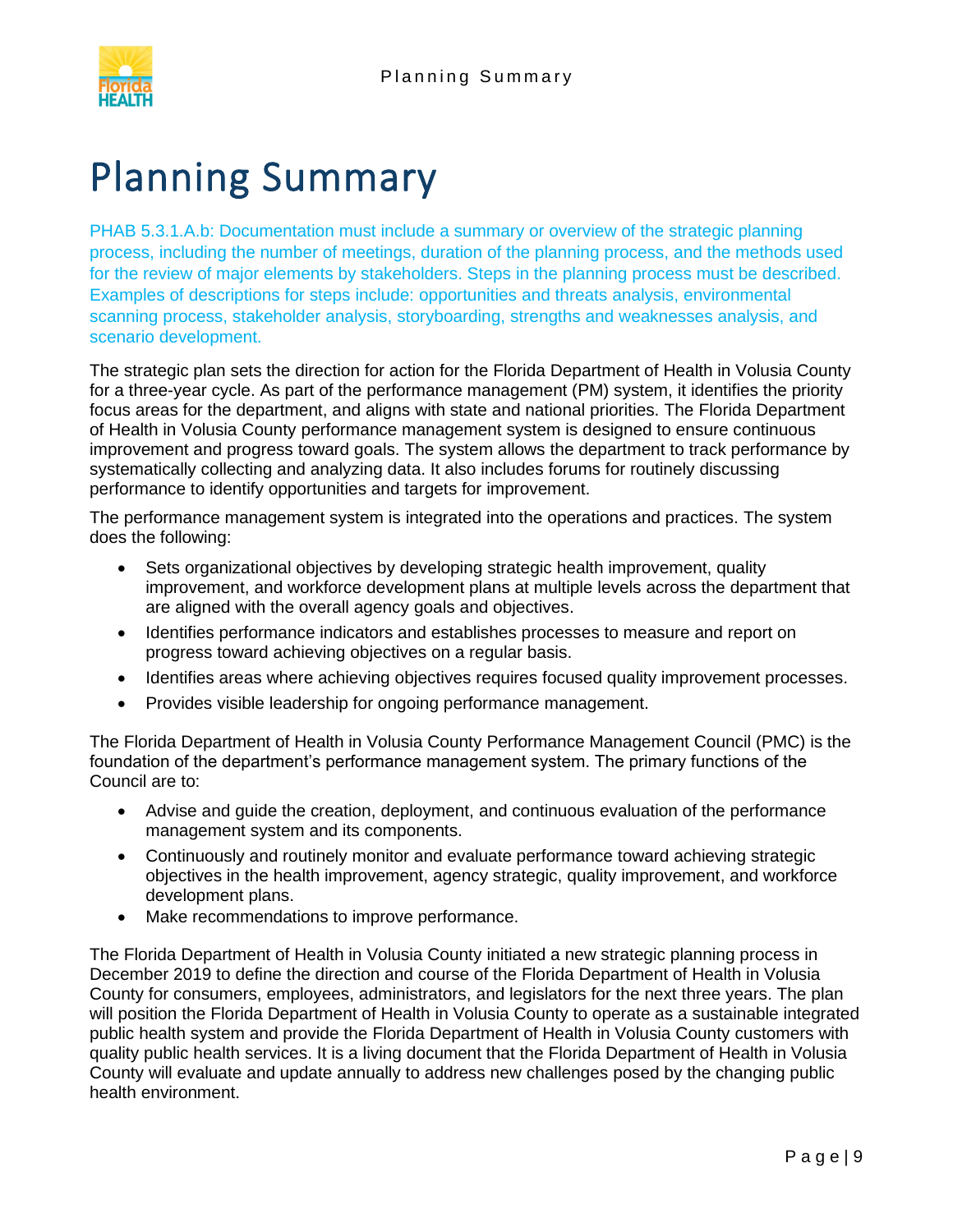# Planning Summary

PHAB 5.3.1.A.b: Documentation must include a summary or overview of the strategic planning process, including the number of meetings, duration of the planning process, and the methods used for the review of major elements by stakeholders. Steps in the planning process must be described. Examples of descriptions for steps include: opportunities and threats analysis, environmental scanning process, stakeholder analysis, storyboarding, strengths and weaknesses analysis, and scenario development.

The strategic plan sets the direction for action for the Florida Department of Health in Volusia County for a three-year cycle. As part of the performance management (PM) system, it identifies the priority focus areas for the department, and aligns with state and national priorities. The Florida Department of Health in Volusia County performance management system is designed to ensure continuous improvement and progress toward goals. The system allows the department to track performance by systematically collecting and analyzing data. It also includes forums for routinely discussing performance to identify opportunities and targets for improvement.

The performance management system is integrated into the operations and practices. The system does the following:

- Sets organizational objectives by developing strategic health improvement, quality improvement, and workforce development plans at multiple levels across the department that are aligned with the overall agency goals and objectives.
- Identifies performance indicators and establishes processes to measure and report on progress toward achieving objectives on a regular basis.
- Identifies areas where achieving objectives requires focused quality improvement processes.
- Provides visible leadership for ongoing performance management.

The Florida Department of Health in Volusia County Performance Management Council (PMC) is the foundation of the department's performance management system. The primary functions of the Council are to:

- Advise and guide the creation, deployment, and continuous evaluation of the performance management system and its components.
- Continuously and routinely monitor and evaluate performance toward achieving strategic objectives in the health improvement, agency strategic, quality improvement, and workforce development plans.
- Make recommendations to improve performance.

The Florida Department of Health in Volusia County initiated a new strategic planning process in December 2019 to define the direction and course of the Florida Department of Health in Volusia County for consumers, employees, administrators, and legislators for the next three years. The plan will position the Florida Department of Health in Volusia County to operate as a sustainable integrated public health system and provide the Florida Department of Health in Volusia County customers with quality public health services. It is a living document that the Florida Department of Health in Volusia County will evaluate and update annually to address new challenges posed by the changing public health environment.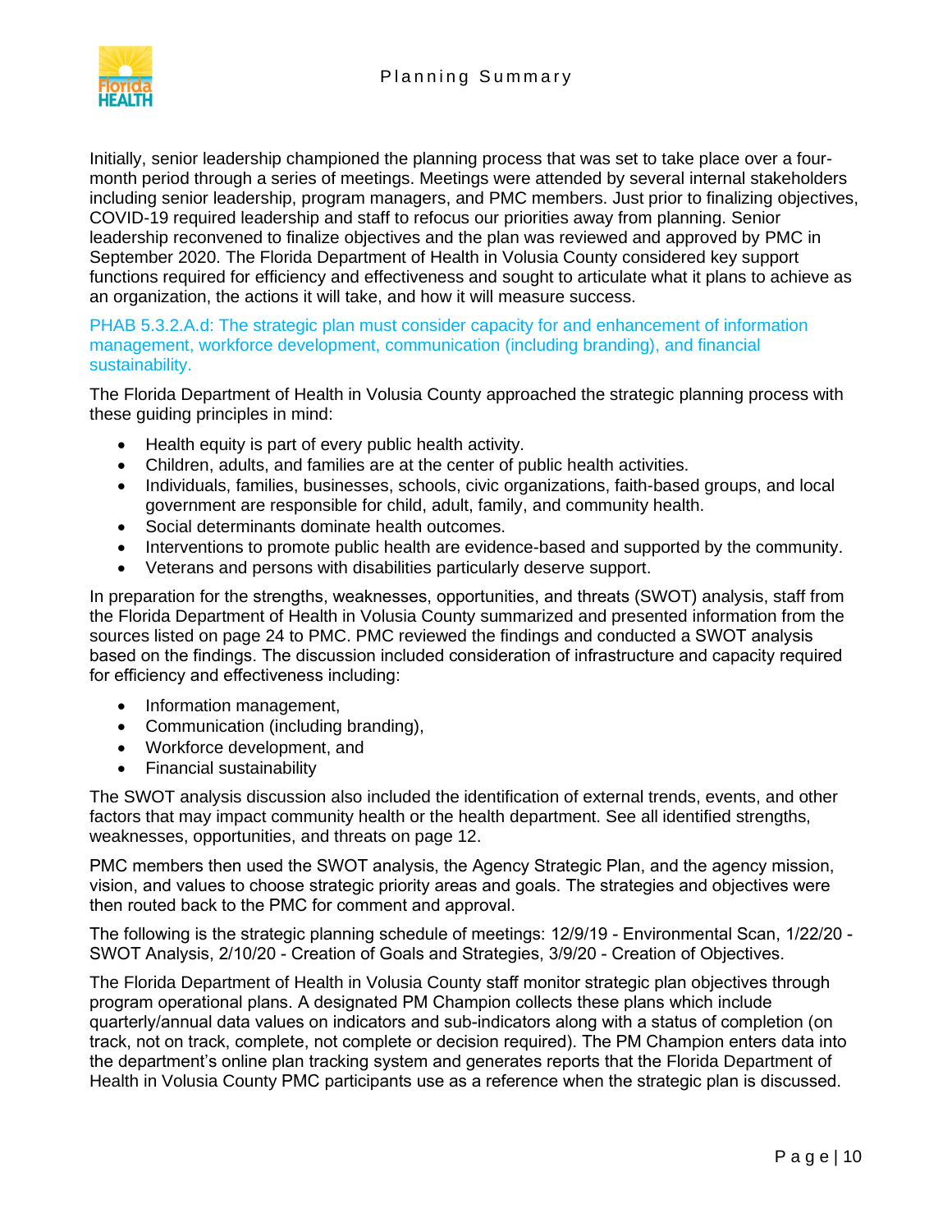Initially, senior leadership championed the planning process that was set to take place over a four-month period through a series of meetings. Meetings were attended by several internal stakeholders including senior leadership, program managers, and PMC members. Just prior to finalizing objectives, COVID-19 required leadership and staff to refocus our priorities away from planning. Senior leadership reconvened to finalize objectives and the plan was reviewed and approved by PMC in September 2020. The Florida Department of Health in Volusia County considered key support functions required for efficiency and effectiveness and sought to articulate what it plans to achieve as an organization, the actions it will take, and how it will measure success.

PHAB 5.3.2.A.d: The strategic plan must consider capacity for and enhancement of information management, workforce development, communication (including branding), and financial sustainability.

The Florida Department of Health in Volusia County approached the strategic planning process with these guiding principles in mind:

- Health equity is part of every public health activity.
- Children, adults, and families are at the center of public health activities.
- Individuals, families, businesses, schools, civic organizations, faith-based groups, and local government are responsible for child, adult, family, and community health.
- Social determinants dominate health outcomes.
- Interventions to promote public health are evidence-based and supported by the community.
- Veterans and persons with disabilities particularly deserve support.

In preparation for the strengths, weaknesses, opportunities, and threats (SWOT) analysis, staff from the Florida Department of Health in Volusia County summarized and presented information from the sources listed on page 24 to PMC. PMC reviewed the findings and conducted a SWOT analysis based on the findings. The discussion included consideration of infrastructure and capacity required for efficiency and effectiveness including:

- Information management,
- Communication (including branding),
- Workforce development, and
- Financial sustainability

The SWOT analysis discussion also included the identification of external trends, events, and other factors that may impact community health or the health department. See all identified strengths, weaknesses, opportunities, and threats on page 12.

PMC members then used the SWOT analysis, the Agency Strategic Plan, and the agency mission, vision, and values to choose strategic priority areas and goals. The strategies and objectives were then routed back to the PMC for comment and approval.

The following is the strategic planning schedule of meetings: 12/9/19 - Environmental Scan, 1/22/20 - SWOT Analysis, 2/10/20 - Creation of Goals and Strategies, 3/9/20 - Creation of Objectives.

The Florida Department of Health in Volusia County staff monitor strategic plan objectives through program operational plans. A designated PM Champion collects these plans which include quarterly/annual data values on indicators and sub-indicators along with a status of completion (on track, not on track, complete, not complete or decision required). The PM Champion enters data into the department's online plan tracking system and generates reports that the Florida Department of Health in Volusia County PMC participants use as a reference when the strategic plan is discussed.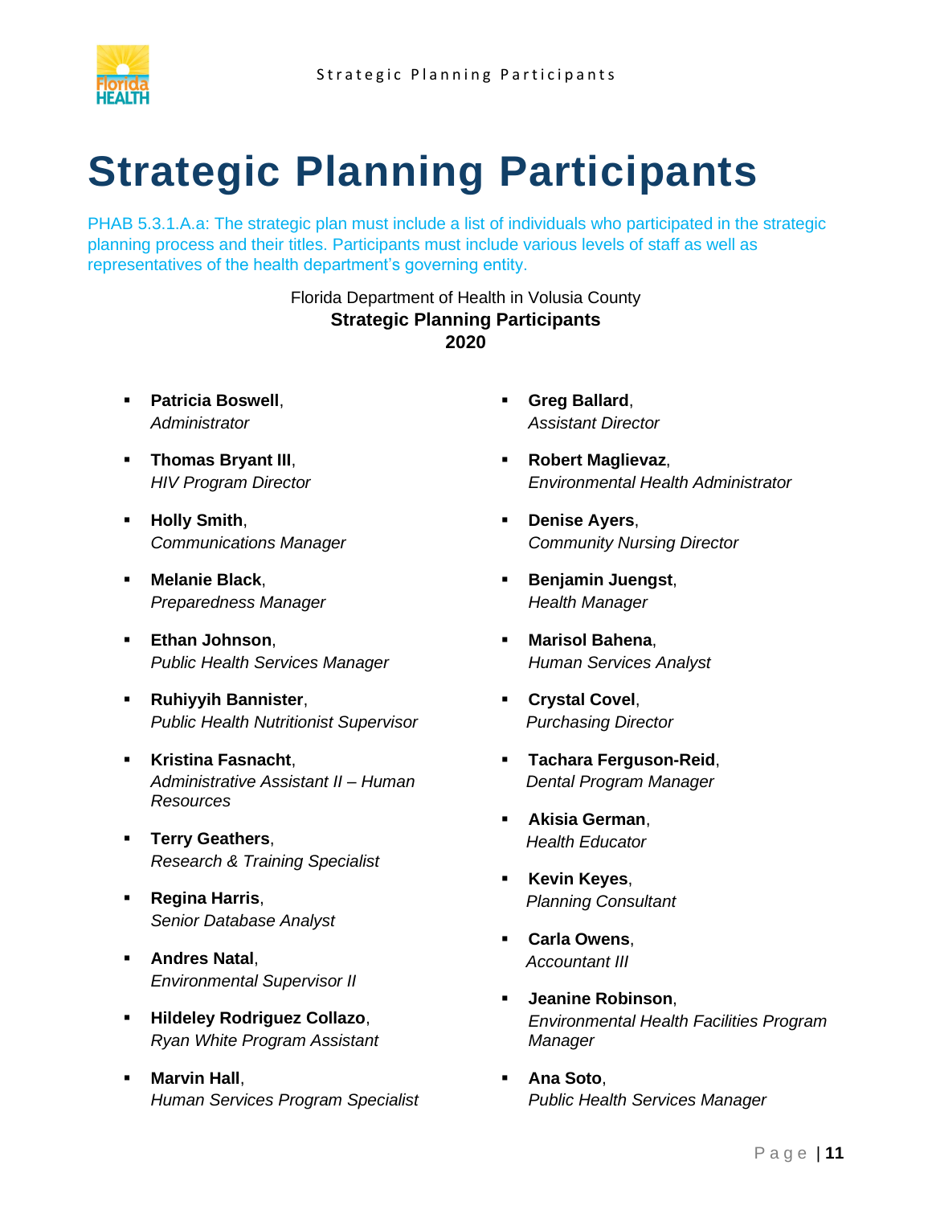# Strategic Planning Participants

PHAB 5.3.1.A.a: The strategic plan must include a list of individuals who participated in the strategic planning process and their titles. Participants must include various levels of staff as well as representatives of the health department's governing entity.

Florida Department of Health in Volusia County
**Strategic Planning Participants**
**2020**

- **Patricia Boswell**, *Administrator*
- **Thomas Bryant III**, *HIV Program Director*
- **Holly Smith**, *Communications Manager*
- **Melanie Black**, *Preparedness Manager*
- **Ethan Johnson**, *Public Health Services Manager*
- **Ruhiyyih Bannister**, *Public Health Nutritionist Supervisor*
- **Kristina Fasnacht**, *Administrative Assistant II – Human Resources*
- **Terry Geathers**, *Research & Training Specialist*
- **Regina Harris**, *Senior Database Analyst*
- **Andres Natal**, *Environmental Supervisor II*
- **Hildeley Rodriguez Collazo**, *Ryan White Program Assistant*
- **Marvin Hall**, *Human Services Program Specialist*
- **Greg Ballard**, *Assistant Director*
- **Robert Maglievaz**, *Environmental Health Administrator*
- **Denise Ayers**, *Community Nursing Director*
- **Benjamin Juengst**, *Health Manager*
- **Marisol Bahena**, *Human Services Analyst*
- **Crystal Covel**, *Purchasing Director*
- **Tachara Ferguson-Reid**, *Dental Program Manager*
- **Akisia German**, *Health Educator*
- **Kevin Keyes**, *Planning Consultant*
- **Carla Owens**, *Accountant III*
- **Jeanine Robinson**, *Environmental Health Facilities Program Manager*
- **Ana Soto**, *Public Health Services Manager*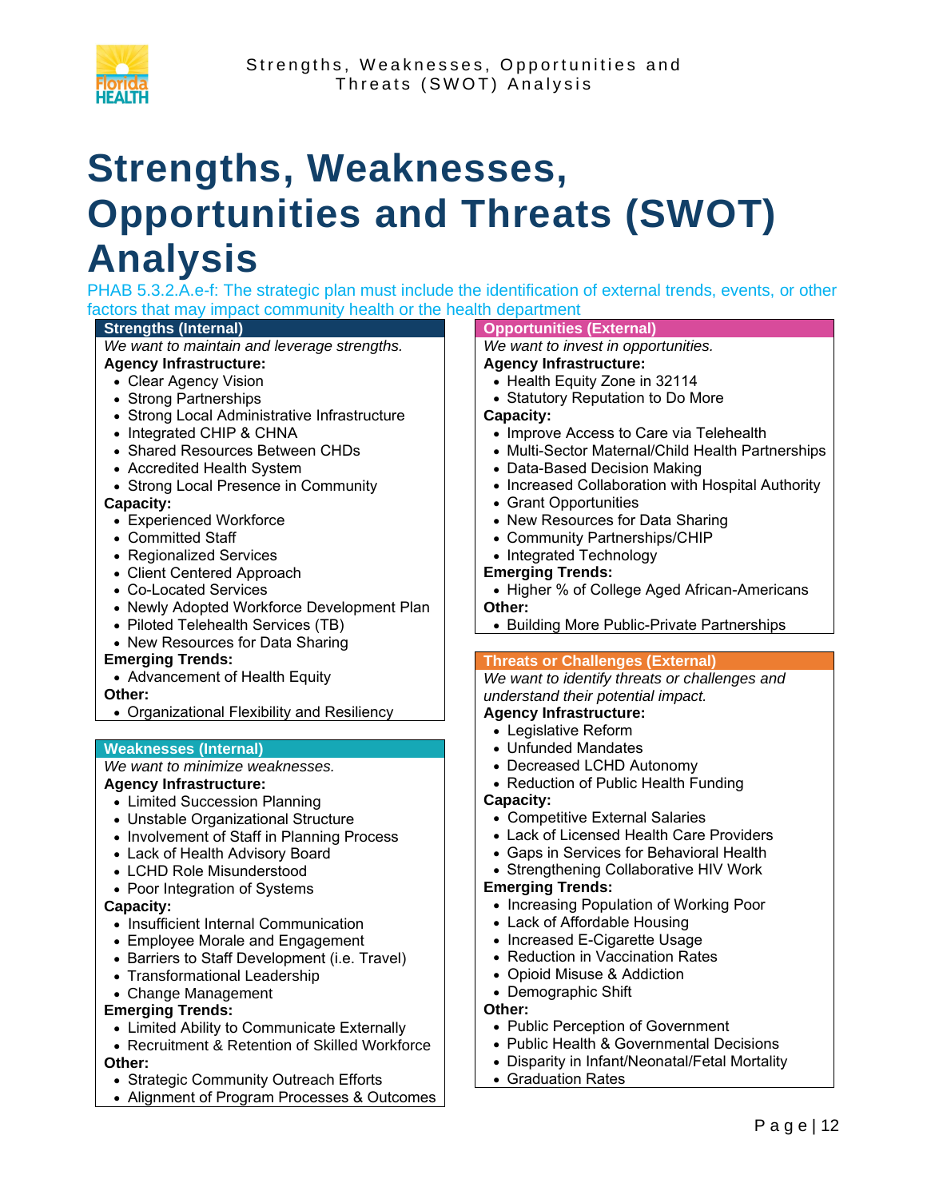# Strengths, Weaknesses, Opportunities and Threats (SWOT) Analysis

PHAB 5.3.2.A.e-f: The strategic plan must include the identification of external trends, events, or other factors that may impact community health or the health department

## Strengths (Internal)

*We want to maintain and leverage strengths.*

**Agency Infrastructure:**

- Clear Agency Vision
- Strong Partnerships
- Strong Local Administrative Infrastructure
- Integrated CHIP & CHNA
- Shared Resources Between CHDs
- Accredited Health System
- Strong Local Presence in Community

**Capacity:**

- Experienced Workforce
- Committed Staff
- Regionalized Services
- Client Centered Approach
- Co-Located Services
- Newly Adopted Workforce Development Plan
- Piloted Telehealth Services (TB)
- New Resources for Data Sharing

**Emerging Trends:**

- Advancement of Health Equity

**Other:**

- Organizational Flexibility and Resiliency

## Weaknesses (Internal)

*We want to minimize weaknesses.*

**Agency Infrastructure:**

- Limited Succession Planning
- Unstable Organizational Structure
- Involvement of Staff in Planning Process
- Lack of Health Advisory Board
- LCHD Role Misunderstood
- Poor Integration of Systems

**Capacity:**

- Insufficient Internal Communication
- Employee Morale and Engagement
- Barriers to Staff Development (i.e. Travel)
- Transformational Leadership
- Change Management

**Emerging Trends:**

- Limited Ability to Communicate Externally
- Recruitment & Retention of Skilled Workforce

**Other:**

- Strategic Community Outreach Efforts
- Alignment of Program Processes & Outcomes

## Opportunities (External)

*We want to invest in opportunities.*

**Agency Infrastructure:**

- Health Equity Zone in 32114
- Statutory Reputation to Do More

**Capacity:**

- Improve Access to Care via Telehealth
- Multi-Sector Maternal/Child Health Partnerships
- Data-Based Decision Making
- Increased Collaboration with Hospital Authority
- Grant Opportunities
- New Resources for Data Sharing
- Community Partnerships/CHIP
- Integrated Technology

**Emerging Trends:**

- Higher % of College Aged African-Americans

**Other:**

- Building More Public-Private Partnerships

## Threats or Challenges (External)

*We want to identify threats or challenges and understand their potential impact.*

**Agency Infrastructure:**

- Legislative Reform
- Unfunded Mandates
- Decreased LCHD Autonomy
- Reduction of Public Health Funding

**Capacity:**

- Competitive External Salaries
- Lack of Licensed Health Care Providers
- Gaps in Services for Behavioral Health
- Strengthening Collaborative HIV Work

**Emerging Trends:**

- Increasing Population of Working Poor
- Lack of Affordable Housing
- Increased E-Cigarette Usage
- Reduction in Vaccination Rates
- Opioid Misuse & Addiction
- Demographic Shift

**Other:**

- Public Perception of Government
- Public Health & Governmental Decisions
- Disparity in Infant/Neonatal/Fetal Mortality
- Graduation Rates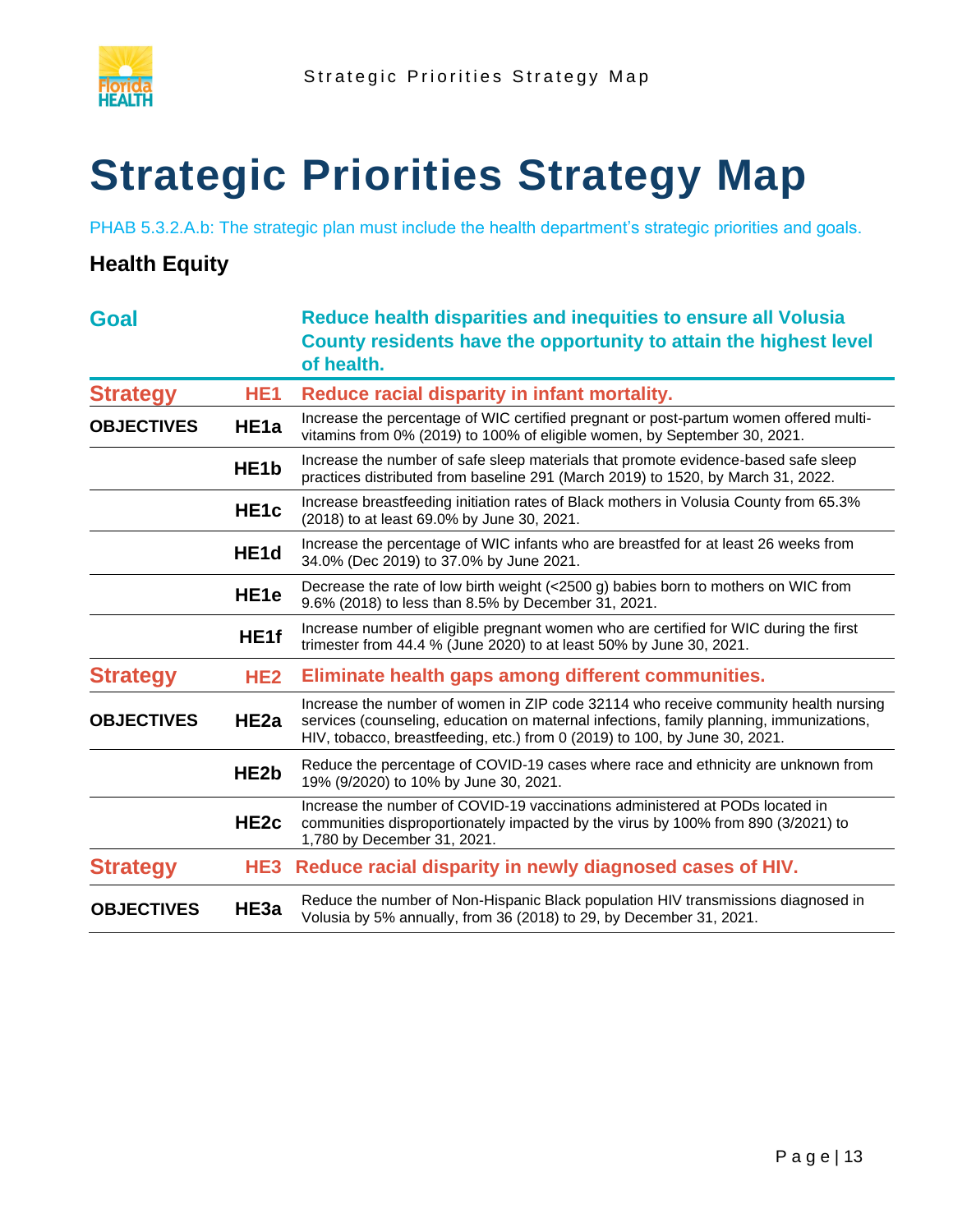# Strategic Priorities Strategy Map

PHAB 5.3.2.A.b: The strategic plan must include the health department's strategic priorities and goals.

### Health Equity

| **Goal** | | **Reduce health disparities and inequities to ensure all Volusia County residents have the opportunity to attain the highest level of health.** |
|---|---|---|
| **Strategy** | **HE1** | **Reduce racial disparity in infant mortality.** |
| **OBJECTIVES** | **HE1a** | Increase the percentage of WIC certified pregnant or post-partum women offered multi-vitamins from 0% (2019) to 100% of eligible women, by September 30, 2021. |
| | **HE1b** | Increase the number of safe sleep materials that promote evidence-based safe sleep practices distributed from baseline 291 (March 2019) to 1520, by March 31, 2022. |
| | **HE1c** | Increase breastfeeding initiation rates of Black mothers in Volusia County from 65.3% (2018) to at least 69.0% by June 30, 2021. |
| | **HE1d** | Increase the percentage of WIC infants who are breastfed for at least 26 weeks from 34.0% (Dec 2019) to 37.0% by June 2021. |
| | **HE1e** | Decrease the rate of low birth weight (<2500 g) babies born to mothers on WIC from 9.6% (2018) to less than 8.5% by December 31, 2021. |
| | **HE1f** | Increase number of eligible pregnant women who are certified for WIC during the first trimester from 44.4 % (June 2020) to at least 50% by June 30, 2021. |
| **Strategy** | **HE2** | **Eliminate health gaps among different communities.** |
| **OBJECTIVES** | **HE2a** | Increase the number of women in ZIP code 32114 who receive community health nursing services (counseling, education on maternal infections, family planning, immunizations, HIV, tobacco, breastfeeding, etc.) from 0 (2019) to 100, by June 30, 2021. |
| | **HE2b** | Reduce the percentage of COVID-19 cases where race and ethnicity are unknown from 19% (9/2020) to 10% by June 30, 2021. |
| | **HE2c** | Increase the number of COVID-19 vaccinations administered at PODs located in communities disproportionately impacted by the virus by 100% from 890 (3/2021) to 1,780 by December 31, 2021. |
| **Strategy** | **HE3** | **Reduce racial disparity in newly diagnosed cases of HIV.** |
| **OBJECTIVES** | **HE3a** | Reduce the number of Non-Hispanic Black population HIV transmissions diagnosed in Volusia by 5% annually, from 36 (2018) to 29, by December 31, 2021. |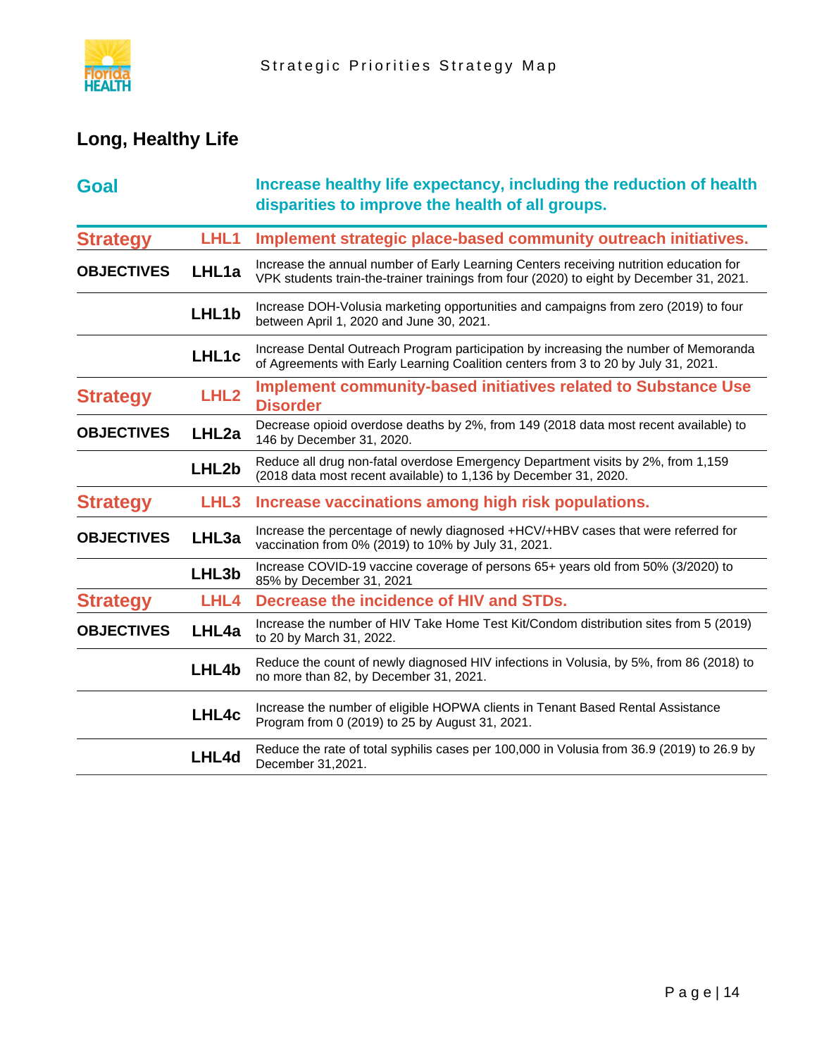## Long, Healthy Life

| | | |
|---|---|---|
| **Goal** | | **Increase healthy life expectancy, including the reduction of health disparities to improve the health of all groups.** |
| **Strategy** | **LHL1** | **Implement strategic place-based community outreach initiatives.** |
| **OBJECTIVES** | **LHL1a** | Increase the annual number of Early Learning Centers receiving nutrition education for VPK students train-the-trainer trainings from four (2020) to eight by December 31, 2021. |
| | **LHL1b** | Increase DOH-Volusia marketing opportunities and campaigns from zero (2019) to four between April 1, 2020 and June 30, 2021. |
| | **LHL1c** | Increase Dental Outreach Program participation by increasing the number of Memoranda of Agreements with Early Learning Coalition centers from 3 to 20 by July 31, 2021. |
| **Strategy** | **LHL2** | **Implement community-based initiatives related to Substance Use Disorder** |
| **OBJECTIVES** | **LHL2a** | Decrease opioid overdose deaths by 2%, from 149 (2018 data most recent available) to 146 by December 31, 2020. |
| | **LHL2b** | Reduce all drug non-fatal overdose Emergency Department visits by 2%, from 1,159 (2018 data most recent available) to 1,136 by December 31, 2020. |
| **Strategy** | **LHL3** | **Increase vaccinations among high risk populations.** |
| **OBJECTIVES** | **LHL3a** | Increase the percentage of newly diagnosed +HCV/+HBV cases that were referred for vaccination from 0% (2019) to 10% by July 31, 2021. |
| | **LHL3b** | Increase COVID-19 vaccine coverage of persons 65+ years old from 50% (3/2020) to 85% by December 31, 2021 |
| **Strategy** | **LHL4** | **Decrease the incidence of HIV and STDs.** |
| **OBJECTIVES** | **LHL4a** | Increase the number of HIV Take Home Test Kit/Condom distribution sites from 5 (2019) to 20 by March 31, 2022. |
| | **LHL4b** | Reduce the count of newly diagnosed HIV infections in Volusia, by 5%, from 86 (2018) to no more than 82, by December 31, 2021. |
| | **LHL4c** | Increase the number of eligible HOPWA clients in Tenant Based Rental Assistance Program from 0 (2019) to 25 by August 31, 2021. |
| | **LHL4d** | Reduce the rate of total syphilis cases per 100,000 in Volusia from 36.9 (2019) to 26.9 by December 31,2021. |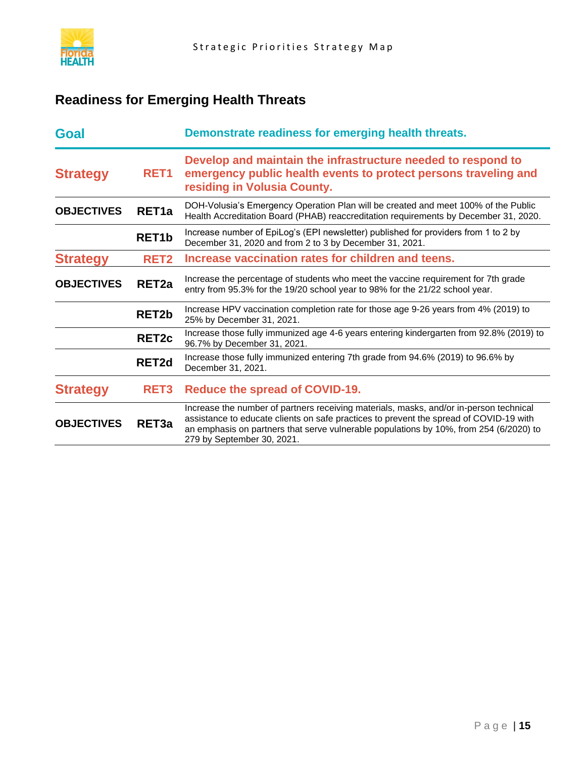## Readiness for Emerging Health Threats

| | | |
|---|---|---|
| **Goal** | | **Demonstrate readiness for emerging health threats.** |
| **Strategy** | **RET1** | **Develop and maintain the infrastructure needed to respond to emergency public health events to protect persons traveling and residing in Volusia County.** |
| **OBJECTIVES** | **RET1a** | DOH-Volusia's Emergency Operation Plan will be created and meet 100% of the Public Health Accreditation Board (PHAB) reaccreditation requirements by December 31, 2020. |
| | **RET1b** | Increase number of EpiLog's (EPI newsletter) published for providers from 1 to 2 by December 31, 2020 and from 2 to 3 by December 31, 2021. |
| **Strategy** | **RET2** | **Increase vaccination rates for children and teens.** |
| **OBJECTIVES** | **RET2a** | Increase the percentage of students who meet the vaccine requirement for 7th grade entry from 95.3% for the 19/20 school year to 98% for the 21/22 school year. |
| | **RET2b** | Increase HPV vaccination completion rate for those age 9-26 years from 4% (2019) to 25% by December 31, 2021. |
| | **RET2c** | Increase those fully immunized age 4-6 years entering kindergarten from 92.8% (2019) to 96.7% by December 31, 2021. |
| | **RET2d** | Increase those fully immunized entering 7th grade from 94.6% (2019) to 96.6% by December 31, 2021. |
| **Strategy** | **RET3** | **Reduce the spread of COVID-19.** |
| **OBJECTIVES** | **RET3a** | Increase the number of partners receiving materials, masks, and/or in-person technical assistance to educate clients on safe practices to prevent the spread of COVID-19 with an emphasis on partners that serve vulnerable populations by 10%, from 254 (6/2020) to 279 by September 30, 2021. |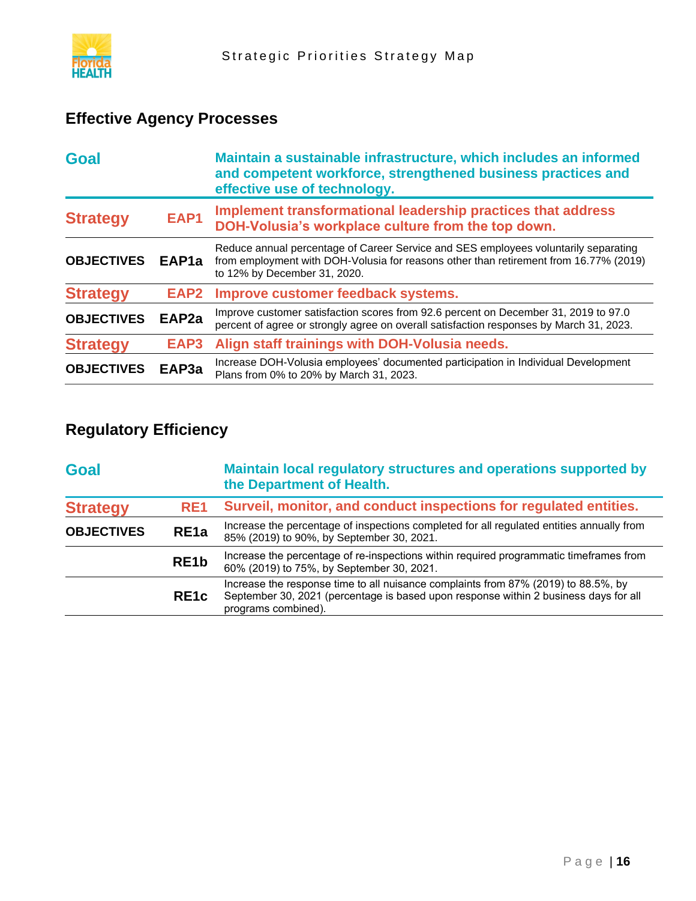## Effective Agency Processes

| | | |
|---|---|---|
| **Goal** | | **Maintain a sustainable infrastructure, which includes an informed and competent workforce, strengthened business practices and effective use of technology.** |
| **Strategy** | **EAP1** | **Implement transformational leadership practices that address DOH-Volusia's workplace culture from the top down.** |
| **OBJECTIVES** | **EAP1a** | Reduce annual percentage of Career Service and SES employees voluntarily separating from employment with DOH-Volusia for reasons other than retirement from 16.77% (2019) to 12% by December 31, 2020. |
| **Strategy** | **EAP2** | **Improve customer feedback systems.** |
| **OBJECTIVES** | **EAP2a** | Improve customer satisfaction scores from 92.6 percent on December 31, 2019 to 97.0 percent of agree or strongly agree on overall satisfaction responses by March 31, 2023. |
| **Strategy** | **EAP3** | **Align staff trainings with DOH-Volusia needs.** |
| **OBJECTIVES** | **EAP3a** | Increase DOH-Volusia employees' documented participation in Individual Development Plans from 0% to 20% by March 31, 2023. |

## Regulatory Efficiency

| | | |
|---|---|---|
| **Goal** | | **Maintain local regulatory structures and operations supported by the Department of Health.** |
| **Strategy** | **RE1** | **Surveil, monitor, and conduct inspections for regulated entities.** |
| **OBJECTIVES** | **RE1a** | Increase the percentage of inspections completed for all regulated entities annually from 85% (2019) to 90%, by September 30, 2021. |
| | **RE1b** | Increase the percentage of re-inspections within required programmatic timeframes from 60% (2019) to 75%, by September 30, 2021. |
| | **RE1c** | Increase the response time to all nuisance complaints from 87% (2019) to 88.5%, by September 30, 2021 (percentage is based upon response within 2 business days for all programs combined). |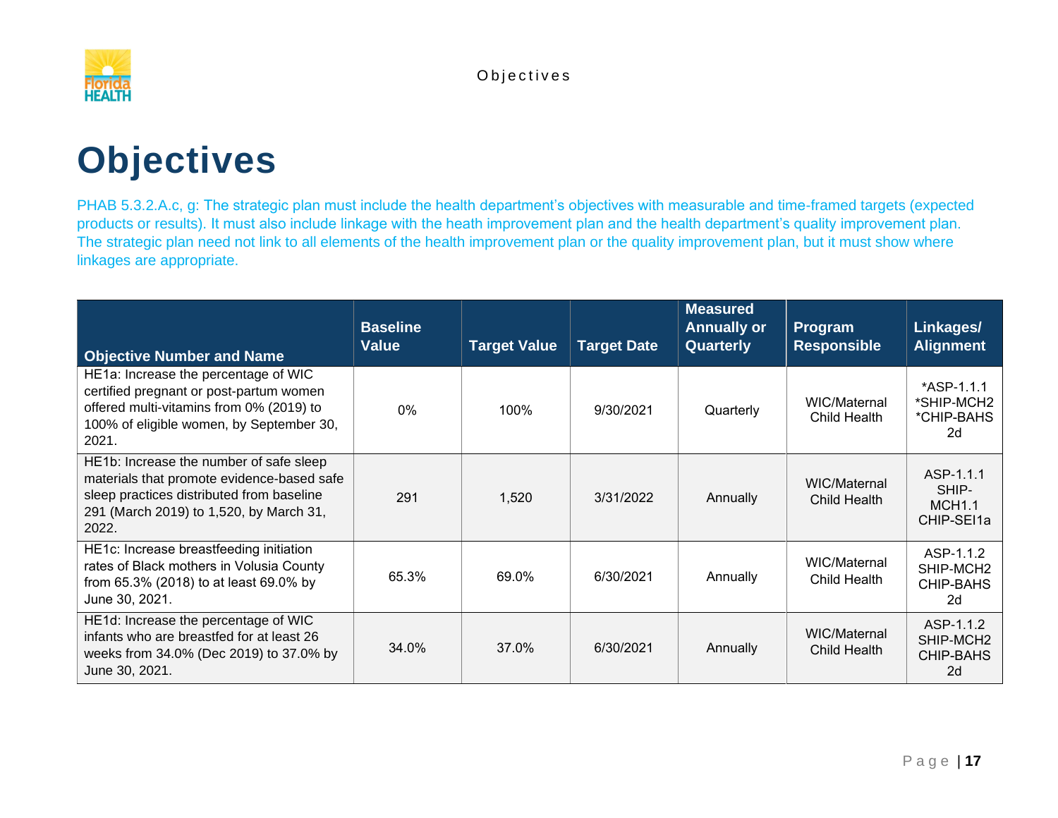# Objectives

PHAB 5.3.2.A.c, g: The strategic plan must include the health department's objectives with measurable and time-framed targets (expected products or results). It must also include linkage with the heath improvement plan and the health department's quality improvement plan. The strategic plan need not link to all elements of the health improvement plan or the quality improvement plan, but it must show where linkages are appropriate.

| Objective Number and Name | Baseline Value | Target Value | Target Date | Measured Annually or Quarterly | Program Responsible | Linkages/ Alignment |
|---|---|---|---|---|---|---|
| HE1a: Increase the percentage of WIC certified pregnant or post-partum women offered multi-vitamins from 0% (2019) to 100% of eligible women, by September 30, 2021. | 0% | 100% | 9/30/2021 | Quarterly | WIC/Maternal Child Health | *ASP-1.1.1 *SHIP-MCH2 *CHIP-BAHS 2d |
| HE1b: Increase the number of safe sleep materials that promote evidence-based safe sleep practices distributed from baseline 291 (March 2019) to 1,520, by March 31, 2022. | 291 | 1,520 | 3/31/2022 | Annually | WIC/Maternal Child Health | ASP-1.1.1 SHIP-MCH1.1 CHIP-SEI1a |
| HE1c: Increase breastfeeding initiation rates of Black mothers in Volusia County from 65.3% (2018) to at least 69.0% by June 30, 2021. | 65.3% | 69.0% | 6/30/2021 | Annually | WIC/Maternal Child Health | ASP-1.1.2 SHIP-MCH2 CHIP-BAHS 2d |
| HE1d: Increase the percentage of WIC infants who are breastfed for at least 26 weeks from 34.0% (Dec 2019) to 37.0% by June 30, 2021. | 34.0% | 37.0% | 6/30/2021 | Annually | WIC/Maternal Child Health | ASP-1.1.2 SHIP-MCH2 CHIP-BAHS 2d |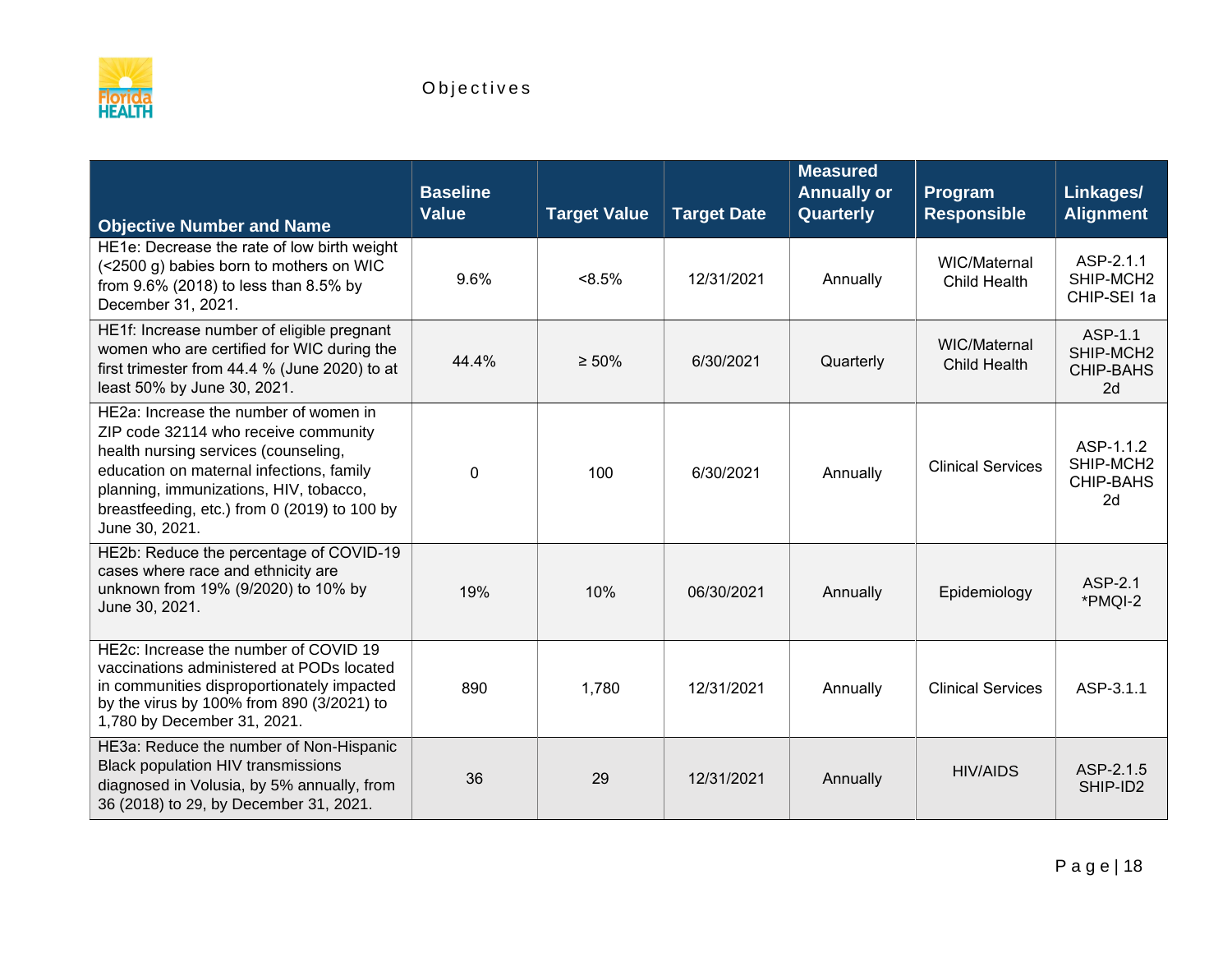# Objectives

| Objective Number and Name | Baseline Value | Target Value | Target Date | Measured Annually or Quarterly | Program Responsible | Linkages/ Alignment |
|---|---|---|---|---|---|---|
| HE1e: Decrease the rate of low birth weight (<2500 g) babies born to mothers on WIC from 9.6% (2018) to less than 8.5% by December 31, 2021. | 9.6% | <8.5% | 12/31/2021 | Annually | WIC/Maternal Child Health | ASP-2.1.1 SHIP-MCH2 CHIP-SEI 1a |
| HE1f: Increase number of eligible pregnant women who are certified for WIC during the first trimester from 44.4 % (June 2020) to at least 50% by June 30, 2021. | 44.4% | ≥ 50% | 6/30/2021 | Quarterly | WIC/Maternal Child Health | ASP-1.1 SHIP-MCH2 CHIP-BAHS 2d |
| HE2a: Increase the number of women in ZIP code 32114 who receive community health nursing services (counseling, education on maternal infections, family planning, immunizations, HIV, tobacco, breastfeeding, etc.) from 0 (2019) to 100 by June 30, 2021. | 0 | 100 | 6/30/2021 | Annually | Clinical Services | ASP-1.1.2 SHIP-MCH2 CHIP-BAHS 2d |
| HE2b: Reduce the percentage of COVID-19 cases where race and ethnicity are unknown from 19% (9/2020) to 10% by June 30, 2021. | 19% | 10% | 06/30/2021 | Annually | Epidemiology | ASP-2.1 *PMQI-2 |
| HE2c: Increase the number of COVID 19 vaccinations administered at PODs located in communities disproportionately impacted by the virus by 100% from 890 (3/2021) to 1,780 by December 31, 2021. | 890 | 1,780 | 12/31/2021 | Annually | Clinical Services | ASP-3.1.1 |
| HE3a: Reduce the number of Non-Hispanic Black population HIV transmissions diagnosed in Volusia, by 5% annually, from 36 (2018) to 29, by December 31, 2021. | 36 | 29 | 12/31/2021 | Annually | HIV/AIDS | ASP-2.1.5 SHIP-ID2 |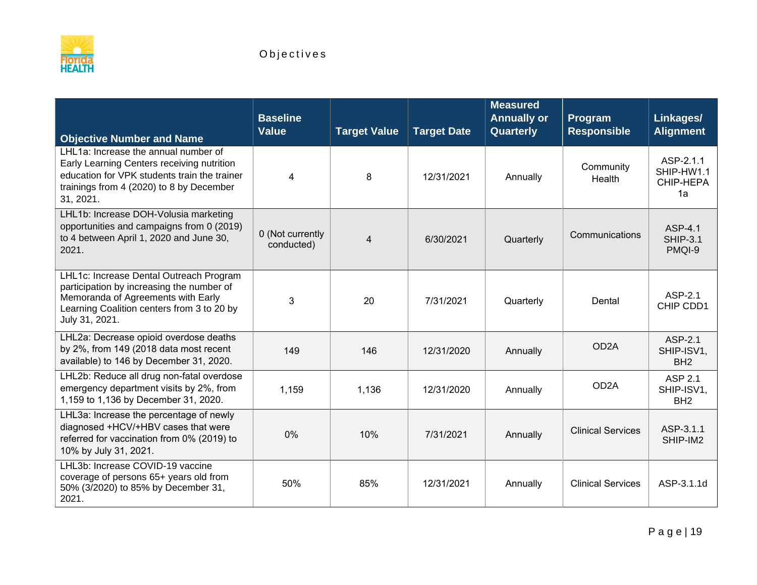# Objectives

| Objective Number and Name | Baseline Value | Target Value | Target Date | Measured Annually or Quarterly | Program Responsible | Linkages/ Alignment |
|---|---|---|---|---|---|---|
| LHL1a: Increase the annual number of Early Learning Centers receiving nutrition education for VPK students train the trainer trainings from 4 (2020) to 8 by December 31, 2021. | 4 | 8 | 12/31/2021 | Annually | Community Health | ASP-2.1.1 SHIP-HW1.1 CHIP-HEPA 1a |
| LHL1b: Increase DOH-Volusia marketing opportunities and campaigns from 0 (2019) to 4 between April 1, 2020 and June 30, 2021. | 0 (Not currently conducted) | 4 | 6/30/2021 | Quarterly | Communications | ASP-4.1 SHIP-3.1 PMQI-9 |
| LHL1c: Increase Dental Outreach Program participation by increasing the number of Memoranda of Agreements with Early Learning Coalition centers from 3 to 20 by July 31, 2021. | 3 | 20 | 7/31/2021 | Quarterly | Dental | ASP-2.1 CHIP CDD1 |
| LHL2a: Decrease opioid overdose deaths by 2%, from 149 (2018 data most recent available) to 146 by December 31, 2020. | 149 | 146 | 12/31/2020 | Annually | OD2A | ASP-2.1 SHIP-ISV1, BH2 |
| LHL2b: Reduce all drug non-fatal overdose emergency department visits by 2%, from 1,159 to 1,136 by December 31, 2020. | 1,159 | 1,136 | 12/31/2020 | Annually | OD2A | ASP 2.1 SHIP-ISV1, BH2 |
| LHL3a: Increase the percentage of newly diagnosed +HCV/+HBV cases that were referred for vaccination from 0% (2019) to 10% by July 31, 2021. | 0% | 10% | 7/31/2021 | Annually | Clinical Services | ASP-3.1.1 SHIP-IM2 |
| LHL3b: Increase COVID-19 vaccine coverage of persons 65+ years old from 50% (3/2020) to 85% by December 31, 2021. | 50% | 85% | 12/31/2021 | Annually | Clinical Services | ASP-3.1.1d |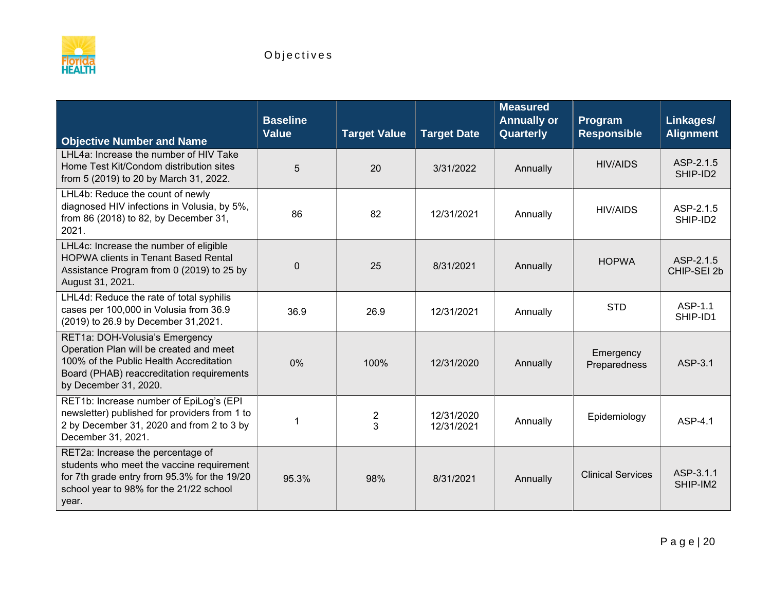Objectives

| Objective Number and Name | Baseline Value | Target Value | Target Date | Measured Annually or Quarterly | Program Responsible | Linkages/ Alignment |
|---|---|---|---|---|---|---|
| LHL4a: Increase the number of HIV Take Home Test Kit/Condom distribution sites from 5 (2019) to 20 by March 31, 2022. | 5 | 20 | 3/31/2022 | Annually | HIV/AIDS | ASP-2.1.5 SHIP-ID2 |
| LHL4b: Reduce the count of newly diagnosed HIV infections in Volusia, by 5%, from 86 (2018) to 82, by December 31, 2021. | 86 | 82 | 12/31/2021 | Annually | HIV/AIDS | ASP-2.1.5 SHIP-ID2 |
| LHL4c: Increase the number of eligible HOPWA clients in Tenant Based Rental Assistance Program from 0 (2019) to 25 by August 31, 2021. | 0 | 25 | 8/31/2021 | Annually | HOPWA | ASP-2.1.5 CHIP-SEI 2b |
| LHL4d: Reduce the rate of total syphilis cases per 100,000 in Volusia from 36.9 (2019) to 26.9 by December 31,2021. | 36.9 | 26.9 | 12/31/2021 | Annually | STD | ASP-1.1 SHIP-ID1 |
| RET1a: DOH-Volusia's Emergency Operation Plan will be created and meet 100% of the Public Health Accreditation Board (PHAB) reaccreditation requirements by December 31, 2020. | 0% | 100% | 12/31/2020 | Annually | Emergency Preparedness | ASP-3.1 |
| RET1b: Increase number of EpiLog's (EPI newsletter) published for providers from 1 to 2 by December 31, 2020 and from 2 to 3 by December 31, 2021. | 1 | 2<br>3 | 12/31/2020<br>12/31/2021 | Annually | Epidemiology | ASP-4.1 |
| RET2a: Increase the percentage of students who meet the vaccine requirement for 7th grade entry from 95.3% for the 19/20 school year to 98% for the 21/22 school year. | 95.3% | 98% | 8/31/2021 | Annually | Clinical Services | ASP-3.1.1 SHIP-IM2 |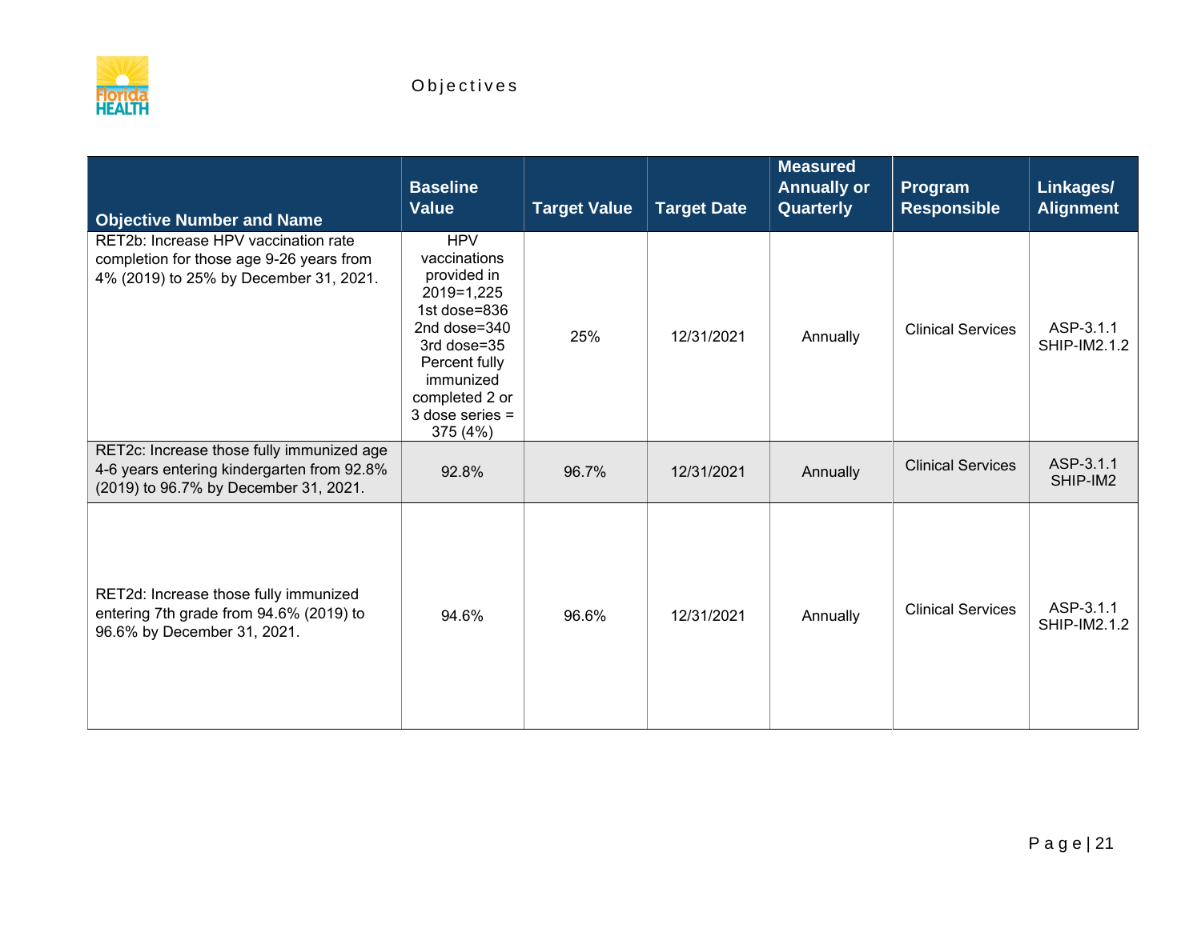Objectives

| Objective Number and Name | Baseline Value | Target Value | Target Date | Measured Annually or Quarterly | Program Responsible | Linkages/ Alignment |
|---|---|---|---|---|---|---|
| RET2b: Increase HPV vaccination rate completion for those age 9-26 years from 4% (2019) to 25% by December 31, 2021. | HPV vaccinations provided in 2019=1,225 1st dose=836 2nd dose=340 3rd dose=35 Percent fully immunized completed 2 or 3 dose series = 375 (4%) | 25% | 12/31/2021 | Annually | Clinical Services | ASP-3.1.1 SHIP-IM2.1.2 |
| RET2c: Increase those fully immunized age 4-6 years entering kindergarten from 92.8% (2019) to 96.7% by December 31, 2021. | 92.8% | 96.7% | 12/31/2021 | Annually | Clinical Services | ASP-3.1.1 SHIP-IM2 |
| RET2d: Increase those fully immunized entering 7th grade from 94.6% (2019) to 96.6% by December 31, 2021. | 94.6% | 96.6% | 12/31/2021 | Annually | Clinical Services | ASP-3.1.1 SHIP-IM2.1.2 |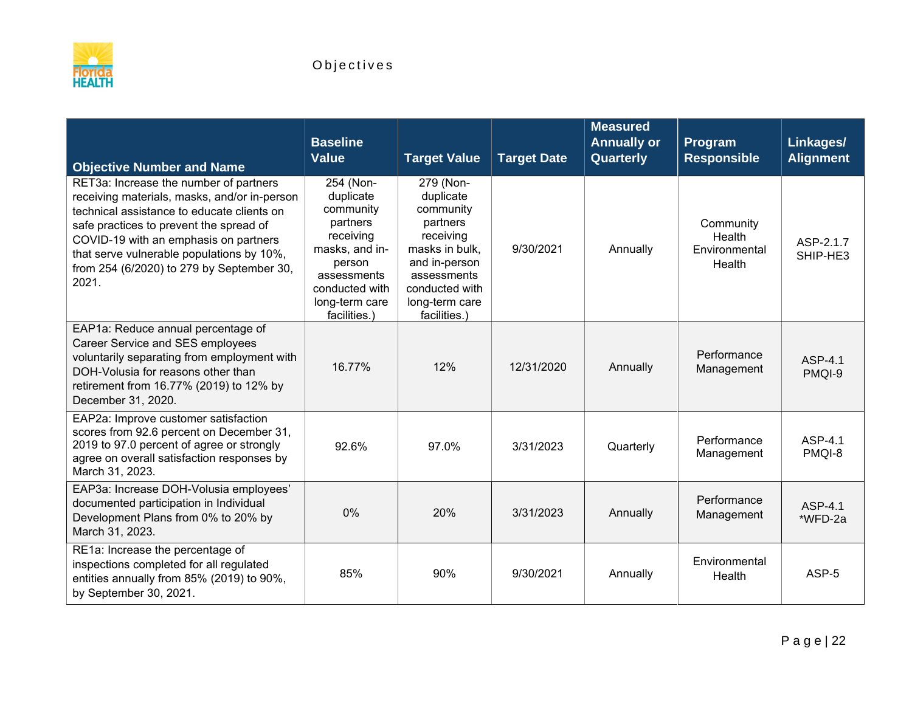## Objectives

| Objective Number and Name | Baseline Value | Target Value | Target Date | Measured Annually or Quarterly | Program Responsible | Linkages/ Alignment |
|---|---|---|---|---|---|---|
| RET3a: Increase the number of partners receiving materials, masks, and/or in-person technical assistance to educate clients on safe practices to prevent the spread of COVID-19 with an emphasis on partners that serve vulnerable populations by 10%, from 254 (6/2020) to 279 by September 30, 2021. | 254 (Non-duplicate community partners receiving masks, and in-person assessments conducted with long-term care facilities.) | 279 (Non-duplicate community partners receiving masks in bulk, and in-person assessments conducted with long-term care facilities.) | 9/30/2021 | Annually | Community Health Environmental Health | ASP-2.1.7 SHIP-HE3 |
| EAP1a: Reduce annual percentage of Career Service and SES employees voluntarily separating from employment with DOH-Volusia for reasons other than retirement from 16.77% (2019) to 12% by December 31, 2020. | 16.77% | 12% | 12/31/2020 | Annually | Performance Management | ASP-4.1 PMQI-9 |
| EAP2a: Improve customer satisfaction scores from 92.6 percent on December 31, 2019 to 97.0 percent of agree or strongly agree on overall satisfaction responses by March 31, 2023. | 92.6% | 97.0% | 3/31/2023 | Quarterly | Performance Management | ASP-4.1 PMQI-8 |
| EAP3a: Increase DOH-Volusia employees' documented participation in Individual Development Plans from 0% to 20% by March 31, 2023. | 0% | 20% | 3/31/2023 | Annually | Performance Management | ASP-4.1 *WFD-2a |
| RE1a: Increase the percentage of inspections completed for all regulated entities annually from 85% (2019) to 90%, by September 30, 2021. | 85% | 90% | 9/30/2021 | Annually | Environmental Health | ASP-5 |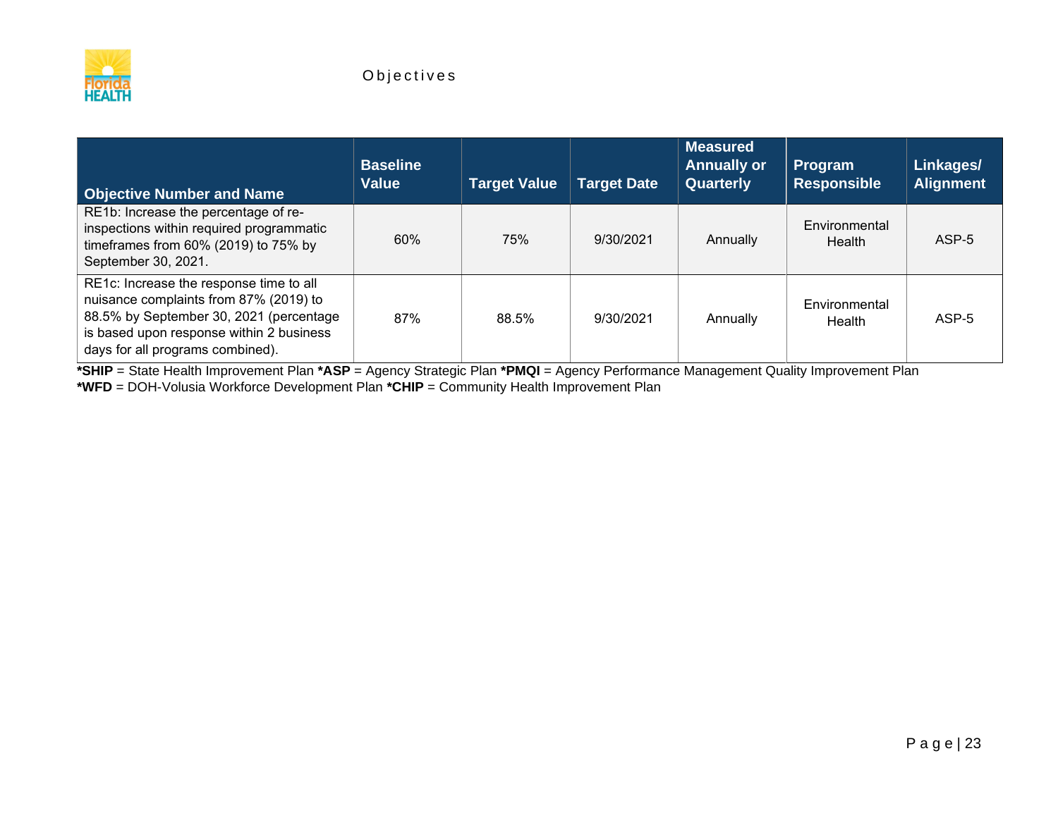Objectives

| Objective Number and Name | Baseline Value | Target Value | Target Date | Measured Annually or Quarterly | Program Responsible | Linkages/ Alignment |
|---|---|---|---|---|---|---|
| RE1b: Increase the percentage of re-inspections within required programmatic timeframes from 60% (2019) to 75% by September 30, 2021. | 60% | 75% | 9/30/2021 | Annually | Environmental Health | ASP-5 |
| RE1c: Increase the response time to all nuisance complaints from 87% (2019) to 88.5% by September 30, 2021 (percentage is based upon response within 2 business days for all programs combined). | 87% | 88.5% | 9/30/2021 | Annually | Environmental Health | ASP-5 |

**\*SHIP** = State Health Improvement Plan **\*ASP** = Agency Strategic Plan **\*PMQI** = Agency Performance Management Quality Improvement Plan
**\*WFD** = DOH-Volusia Workforce Development Plan **\*CHIP** = Community Health Improvement Plan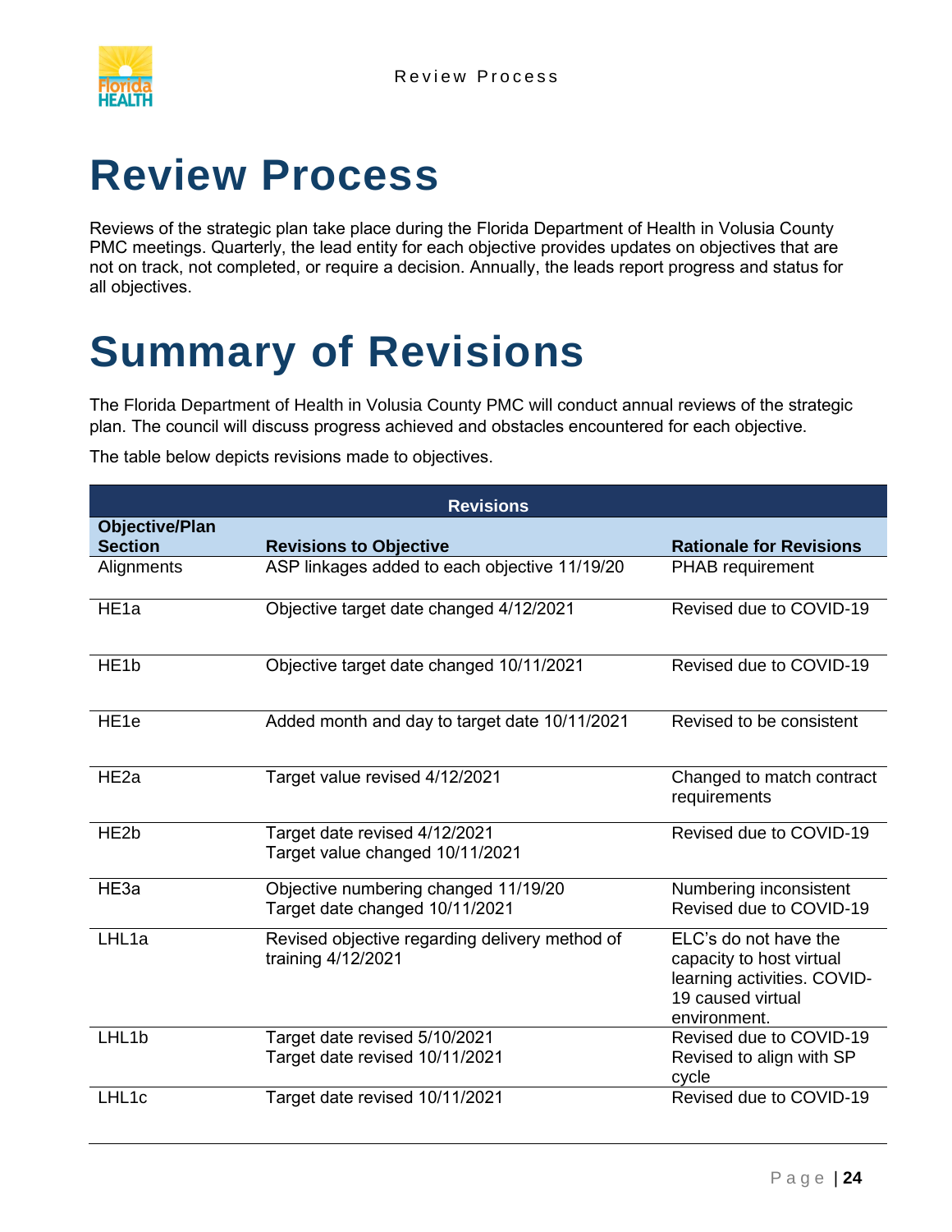# Review Process

Reviews of the strategic plan take place during the Florida Department of Health in Volusia County PMC meetings. Quarterly, the lead entity for each objective provides updates on objectives that are not on track, not completed, or require a decision. Annually, the leads report progress and status for all objectives.

# Summary of Revisions

The Florida Department of Health in Volusia County PMC will conduct annual reviews of the strategic plan. The council will discuss progress achieved and obstacles encountered for each objective.

The table below depicts revisions made to objectives.

| Revisions | | |
|---|---|---|
| **Objective/Plan Section** | **Revisions to Objective** | **Rationale for Revisions** |
| Alignments | ASP linkages added to each objective 11/19/20 | PHAB requirement |
| HE1a | Objective target date changed 4/12/2021 | Revised due to COVID-19 |
| HE1b | Objective target date changed 10/11/2021 | Revised due to COVID-19 |
| HE1e | Added month and day to target date 10/11/2021 | Revised to be consistent |
| HE2a | Target value revised 4/12/2021 | Changed to match contract requirements |
| HE2b | Target date revised 4/12/2021<br>Target value changed 10/11/2021 | Revised due to COVID-19 |
| HE3a | Objective numbering changed 11/19/20<br>Target date changed 10/11/2021 | Numbering inconsistent<br>Revised due to COVID-19 |
| LHL1a | Revised objective regarding delivery method of training 4/12/2021 | ELC's do not have the capacity to host virtual learning activities. COVID-19 caused virtual environment. |
| LHL1b | Target date revised 5/10/2021<br>Target date revised 10/11/2021 | Revised due to COVID-19<br>Revised to align with SP cycle |
| LHL1c | Target date revised 10/11/2021 | Revised due to COVID-19 |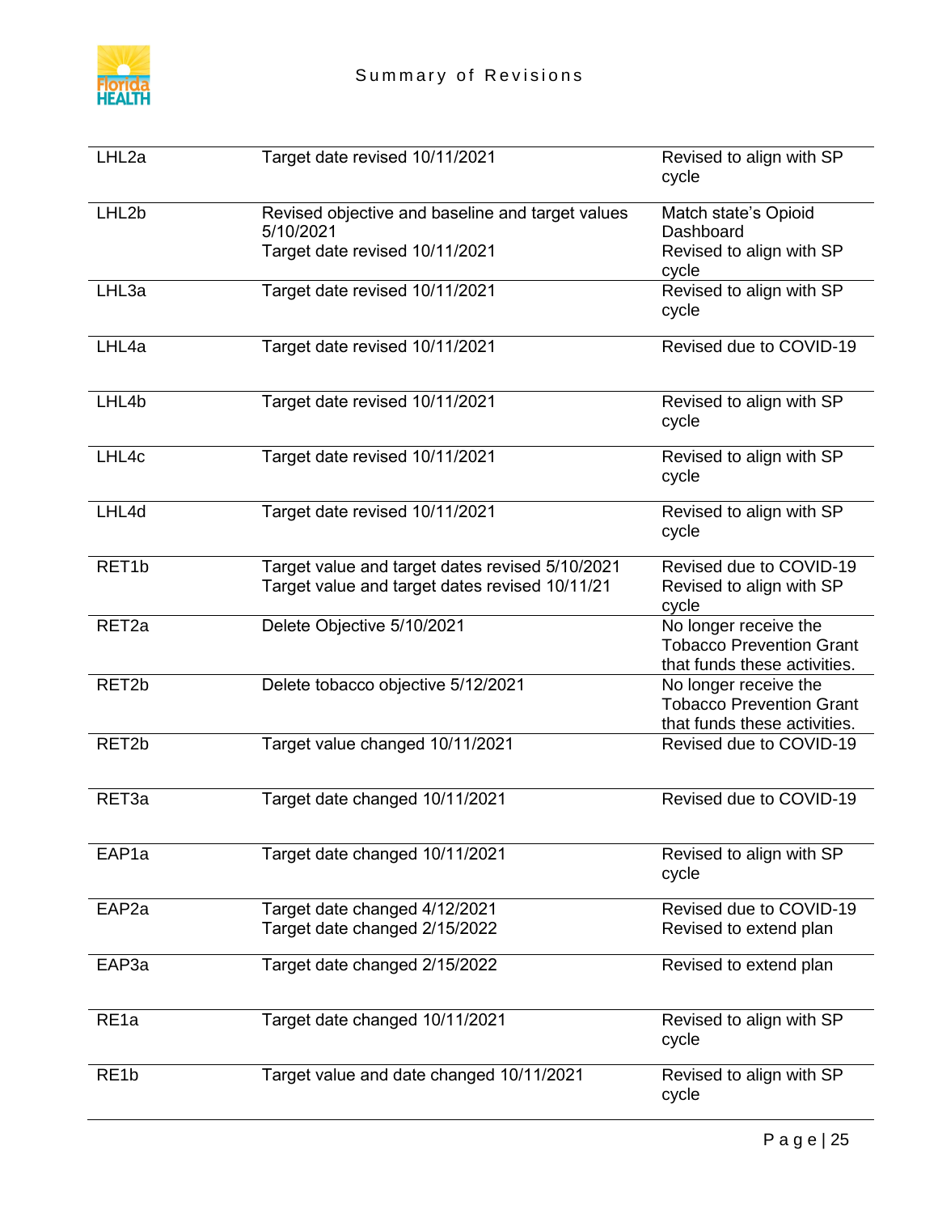| | | |
|---|---|---|
| LHL2a | Target date revised 10/11/2021 | Revised to align with SP cycle |
| LHL2b | Revised objective and baseline and target values 5/10/2021<br>Target date revised 10/11/2021 | Match state's Opioid Dashboard<br>Revised to align with SP cycle |
| LHL3a | Target date revised 10/11/2021 | Revised to align with SP cycle |
| LHL4a | Target date revised 10/11/2021 | Revised due to COVID-19 |
| LHL4b | Target date revised 10/11/2021 | Revised to align with SP cycle |
| LHL4c | Target date revised 10/11/2021 | Revised to align with SP cycle |
| LHL4d | Target date revised 10/11/2021 | Revised to align with SP cycle |
| RET1b | Target value and target dates revised 5/10/2021<br>Target value and target dates revised 10/11/21 | Revised due to COVID-19<br>Revised to align with SP cycle |
| RET2a | Delete Objective 5/10/2021 | No longer receive the Tobacco Prevention Grant that funds these activities. |
| RET2b | Delete tobacco objective 5/12/2021 | No longer receive the Tobacco Prevention Grant that funds these activities. |
| RET2b | Target value changed 10/11/2021 | Revised due to COVID-19 |
| RET3a | Target date changed 10/11/2021 | Revised due to COVID-19 |
| EAP1a | Target date changed 10/11/2021 | Revised to align with SP cycle |
| EAP2a | Target date changed 4/12/2021<br>Target date changed 2/15/2022 | Revised due to COVID-19<br>Revised to extend plan |
| EAP3a | Target date changed 2/15/2022 | Revised to extend plan |
| RE1a | Target date changed 10/11/2021 | Revised to align with SP cycle |
| RE1b | Target value and date changed 10/11/2021 | Revised to align with SP cycle |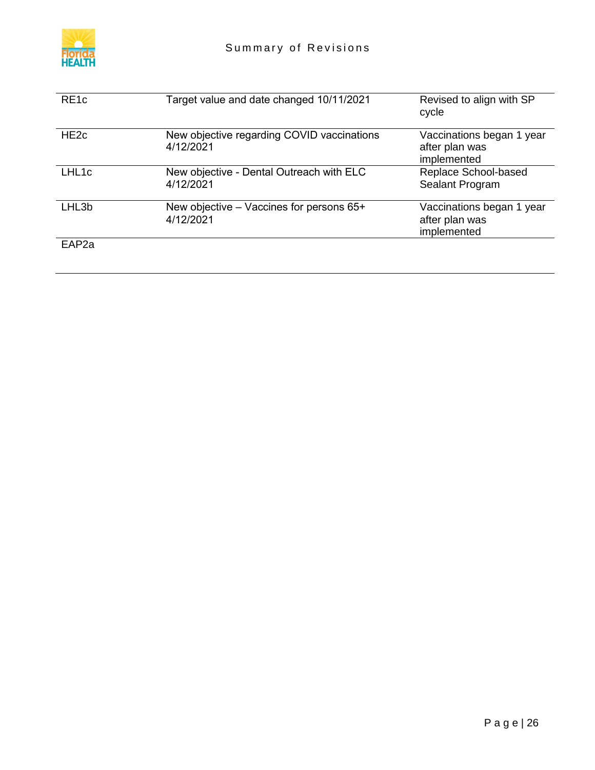| | | |
|---|---|---|
| RE1c | Target value and date changed 10/11/2021 | Revised to align with SP cycle |
| HE2c | New objective regarding COVID vaccinations 4/12/2021 | Vaccinations began 1 year after plan was implemented |
| LHL1c | New objective - Dental Outreach with ELC 4/12/2021 | Replace School-based Sealant Program |
| LHL3b | New objective – Vaccines for persons 65+ 4/12/2021 | Vaccinations began 1 year after plan was implemented |
| EAP2a | | |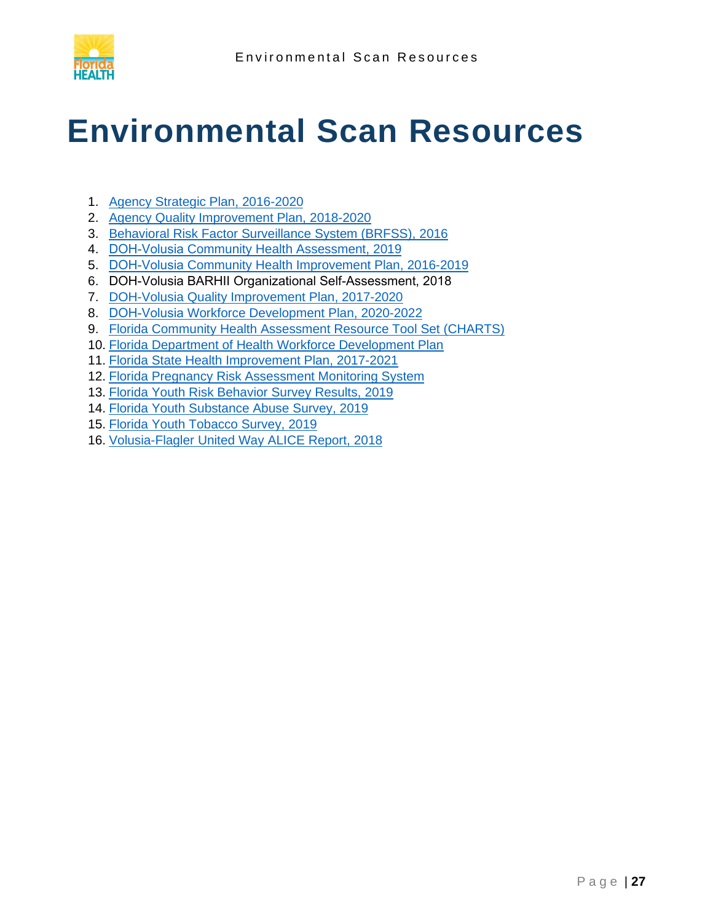# Environmental Scan Resources

1. Agency Strategic Plan, 2016-2020
2. Agency Quality Improvement Plan, 2018-2020
3. Behavioral Risk Factor Surveillance System (BRFSS), 2016
4. DOH-Volusia Community Health Assessment, 2019
5. DOH-Volusia Community Health Improvement Plan, 2016-2019
6. DOH-Volusia BARHII Organizational Self-Assessment, 2018
7. DOH-Volusia Quality Improvement Plan, 2017-2020
8. DOH-Volusia Workforce Development Plan, 2020-2022
9. Florida Community Health Assessment Resource Tool Set (CHARTS)
10. Florida Department of Health Workforce Development Plan
11. Florida State Health Improvement Plan, 2017-2021
12. Florida Pregnancy Risk Assessment Monitoring System
13. Florida Youth Risk Behavior Survey Results, 2019
14. Florida Youth Substance Abuse Survey, 2019
15. Florida Youth Tobacco Survey, 2019
16. Volusia-Flagler United Way ALICE Report, 2018